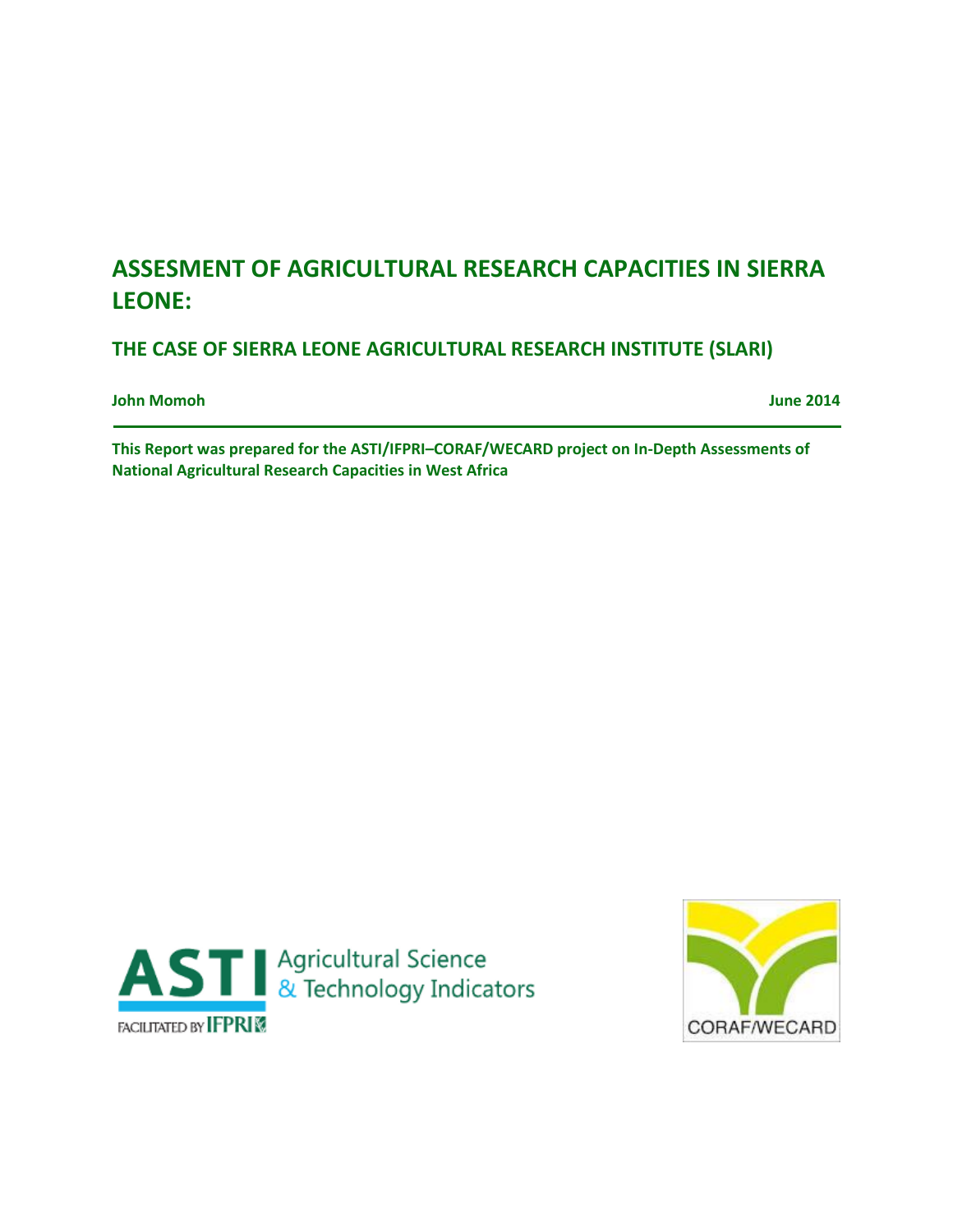# ASSESMENT OF AGRICULTURAL RESEARCH CAPACITIES IN SIERRA LEONE:

## THE CASE OF SIERRA LEONE AGRICULTURAL RESEARCH INSTITUTE (SLARI)

**John Momoh** **June 2014**

---

**This Report was prepared for the ASTI/IFPRI–CORAF/WECARD project on In-Depth Assessments of National Agricultural Research Capacities in West Africa**

ASTI Agricultural Science & Technology Indicators

FACILITATED BY IFPRI

CORAF/WECARD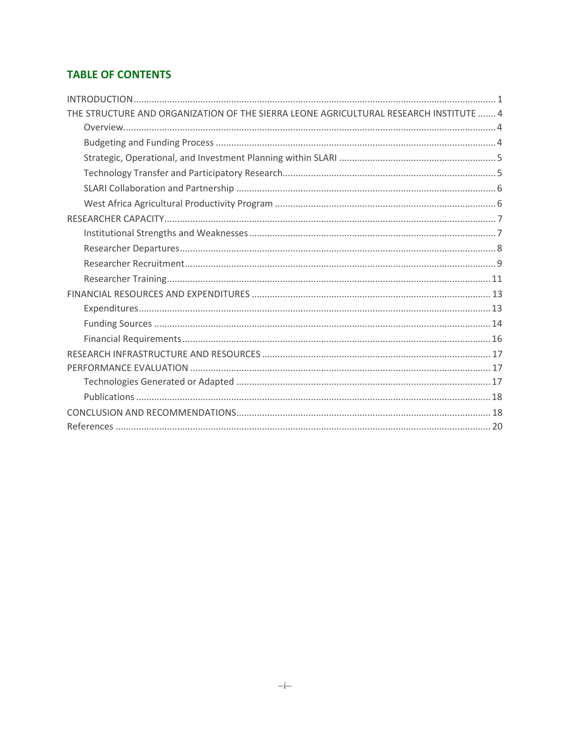## TABLE OF CONTENTS

- INTRODUCTION ........ 1
- THE STRUCTURE AND ORGANIZATION OF THE SIERRA LEONE AGRICULTURAL RESEARCH INSTITUTE ........ 4
  - Overview ........ 4
  - Budgeting and Funding Process ........ 4
  - Strategic, Operational, and Investment Planning within SLARI ........ 5
  - Technology Transfer and Participatory Research ........ 5
  - SLARI Collaboration and Partnership ........ 6
  - West Africa Agricultural Productivity Program ........ 6
- RESEARCHER CAPACITY ........ 7
  - Institutional Strengths and Weaknesses ........ 7
  - Researcher Departures ........ 8
  - Researcher Recruitment ........ 9
  - Researcher Training ........ 11
- FINANCIAL RESOURCES AND EXPENDITURES ........ 13
  - Expenditures ........ 13
  - Funding Sources ........ 14
  - Financial Requirements ........ 16
- RESEARCH INFRASTRUCTURE AND RESOURCES ........ 17
- PERFORMANCE EVALUATION ........ 17
  - Technologies Generated or Adapted ........ 17
  - Publications ........ 18
- CONCLUSION AND RECOMMENDATIONS ........ 18
- References ........ 20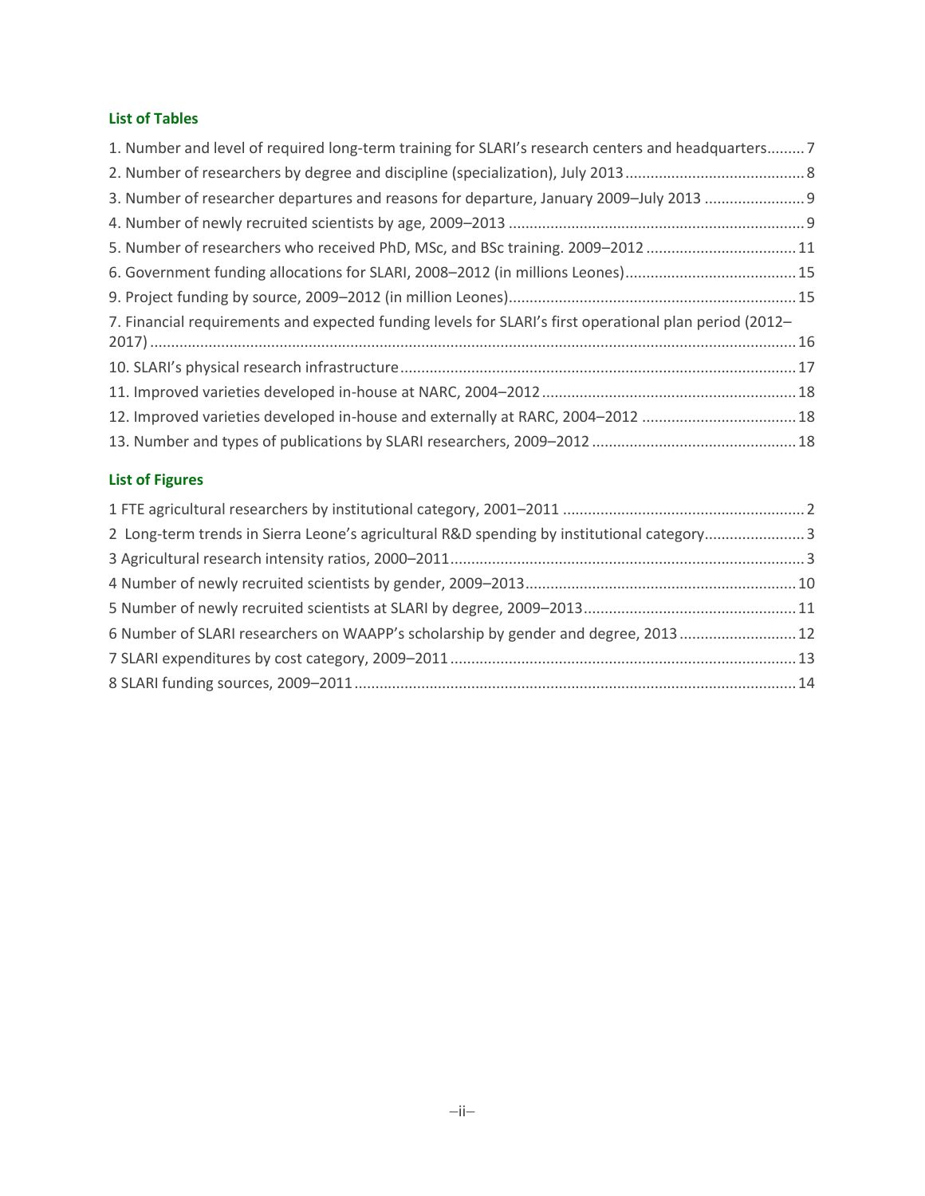### List of Tables

1. Number and level of required long-term training for SLARI's research centers and headquarters......... 7
2. Number of researchers by degree and discipline (specialization), July 2013 .......................................... 8
3. Number of researcher departures and reasons for departure, January 2009–July 2013 ........................ 9
4. Number of newly recruited scientists by age, 2009–2013 ....................................................................... 9
5. Number of researchers who received PhD, MSc, and BSc training. 2009–2012 .................................... 11
6. Government funding allocations for SLARI, 2008–2012 (in millions Leones)......................................... 15
9. Project funding by source, 2009–2012 (in million Leones)..................................................................... 15
7. Financial requirements and expected funding levels for SLARI's first operational plan period (2012–2017) ......................................................................................................................................................... 16
10. SLARI's physical research infrastructure .............................................................................................. 17
11. Improved varieties developed in-house at NARC, 2004–2012 ............................................................. 18
12. Improved varieties developed in-house and externally at RARC, 2004–2012 ..................................... 18
13. Number and types of publications by SLARI researchers, 2009–2012 ................................................. 18

### List of Figures

1 FTE agricultural researchers by institutional category, 2001–2011 .......................................................... 2
2 Long-term trends in Sierra Leone's agricultural R&D spending by institutional category........................ 3
3 Agricultural research intensity ratios, 2000–2011..................................................................................... 3
4 Number of newly recruited scientists by gender, 2009–2013................................................................. 10
5 Number of newly recruited scientists at SLARI by degree, 2009–2013................................................... 11
6 Number of SLARI researchers on WAAPP's scholarship by gender and degree, 2013 ............................ 12
7 SLARI expenditures by cost category, 2009–2011 .................................................................................. 13
8 SLARI funding sources, 2009–2011 ......................................................................................................... 14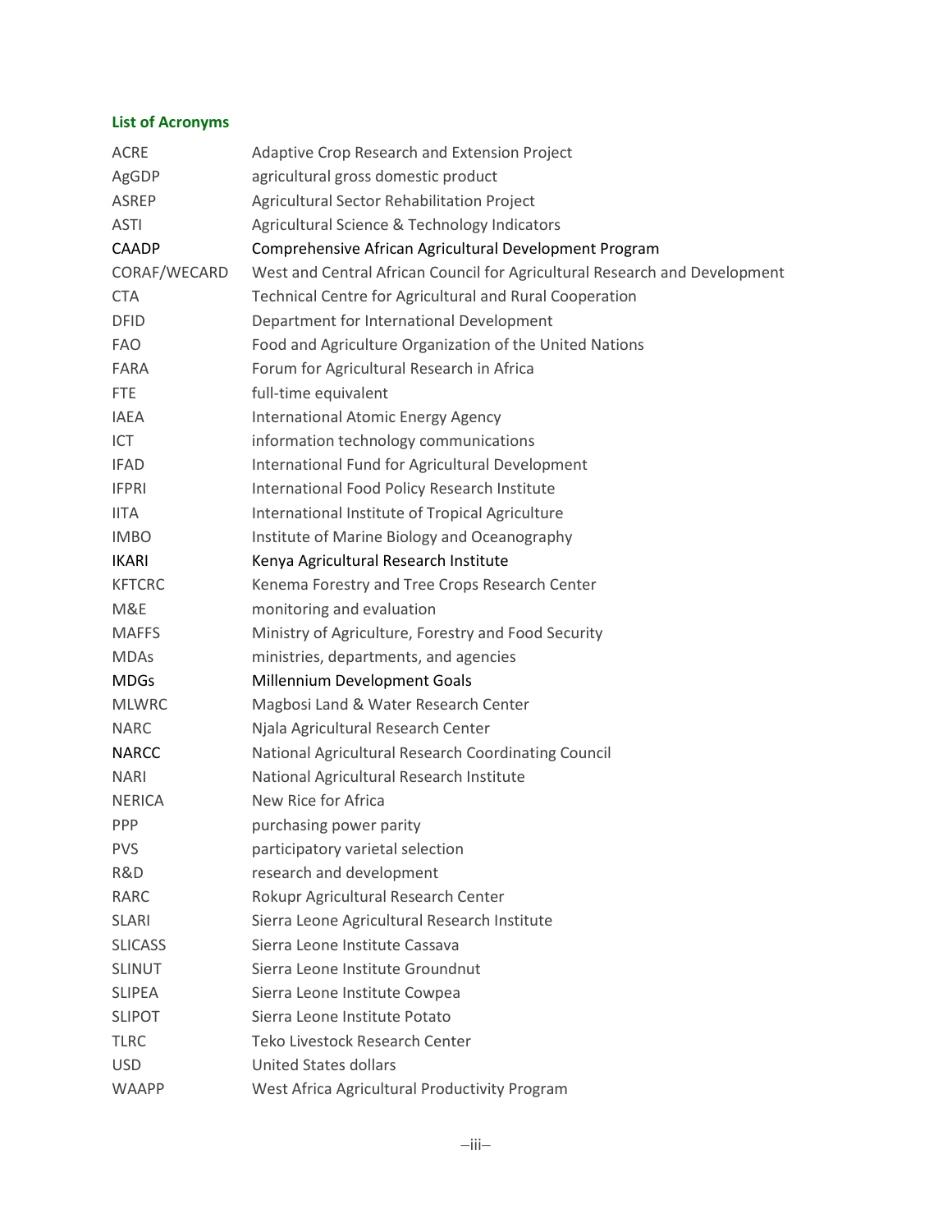## List of Acronyms

| | |
|---|---|
| ACRE | Adaptive Crop Research and Extension Project |
| AgGDP | agricultural gross domestic product |
| ASREP | Agricultural Sector Rehabilitation Project |
| ASTI | Agricultural Science & Technology Indicators |
| CAADP | Comprehensive African Agricultural Development Program |
| CORAF/WECARD | West and Central African Council for Agricultural Research and Development |
| CTA | Technical Centre for Agricultural and Rural Cooperation |
| DFID | Department for International Development |
| FAO | Food and Agriculture Organization of the United Nations |
| FARA | Forum for Agricultural Research in Africa |
| FTE | full-time equivalent |
| IAEA | International Atomic Energy Agency |
| ICT | information technology communications |
| IFAD | International Fund for Agricultural Development |
| IFPRI | International Food Policy Research Institute |
| IITA | International Institute of Tropical Agriculture |
| IMBO | Institute of Marine Biology and Oceanography |
| IKARI | Kenya Agricultural Research Institute |
| KFTCRC | Kenema Forestry and Tree Crops Research Center |
| M&E | monitoring and evaluation |
| MAFFS | Ministry of Agriculture, Forestry and Food Security |
| MDAs | ministries, departments, and agencies |
| MDGs | Millennium Development Goals |
| MLWRC | Magbosi Land & Water Research Center |
| NARC | Njala Agricultural Research Center |
| NARCC | National Agricultural Research Coordinating Council |
| NARI | National Agricultural Research Institute |
| NERICA | New Rice for Africa |
| PPP | purchasing power parity |
| PVS | participatory varietal selection |
| R&D | research and development |
| RARC | Rokupr Agricultural Research Center |
| SLARI | Sierra Leone Agricultural Research Institute |
| SLICASS | Sierra Leone Institute Cassava |
| SLINUT | Sierra Leone Institute Groundnut |
| SLIPEA | Sierra Leone Institute Cowpea |
| SLIPOT | Sierra Leone Institute Potato |
| TLRC | Teko Livestock Research Center |
| USD | United States dollars |
| WAAPP | West Africa Agricultural Productivity Program |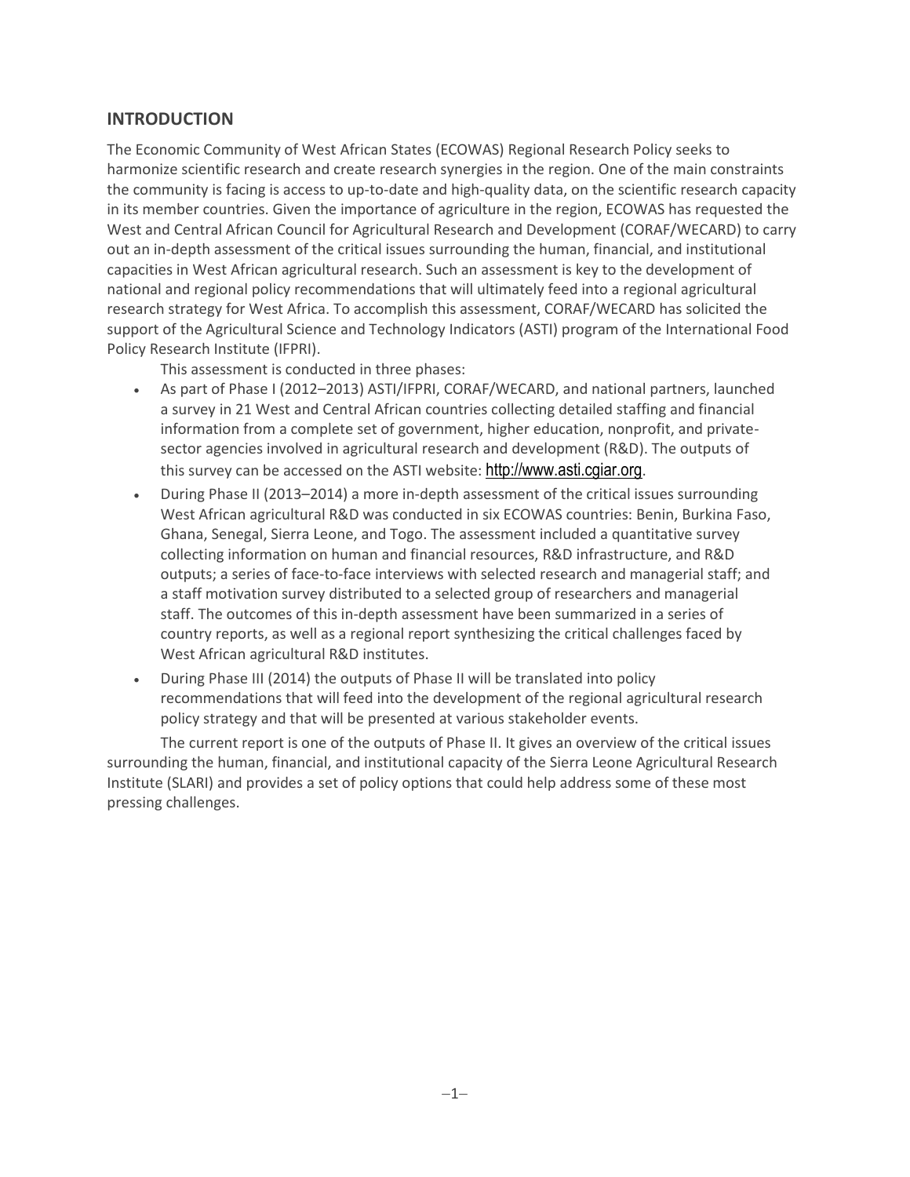## INTRODUCTION

The Economic Community of West African States (ECOWAS) Regional Research Policy seeks to harmonize scientific research and create research synergies in the region. One of the main constraints the community is facing is access to up-to-date and high-quality data, on the scientific research capacity in its member countries. Given the importance of agriculture in the region, ECOWAS has requested the West and Central African Council for Agricultural Research and Development (CORAF/WECARD) to carry out an in-depth assessment of the critical issues surrounding the human, financial, and institutional capacities in West African agricultural research. Such an assessment is key to the development of national and regional policy recommendations that will ultimately feed into a regional agricultural research strategy for West Africa. To accomplish this assessment, CORAF/WECARD has solicited the support of the Agricultural Science and Technology Indicators (ASTI) program of the International Food Policy Research Institute (IFPRI).

This assessment is conducted in three phases:

- As part of Phase I (2012–2013) ASTI/IFPRI, CORAF/WECARD, and national partners, launched a survey in 21 West and Central African countries collecting detailed staffing and financial information from a complete set of government, higher education, nonprofit, and private-sector agencies involved in agricultural research and development (R&D). The outputs of this survey can be accessed on the ASTI website: http://www.asti.cgiar.org.
- During Phase II (2013–2014) a more in-depth assessment of the critical issues surrounding West African agricultural R&D was conducted in six ECOWAS countries: Benin, Burkina Faso, Ghana, Senegal, Sierra Leone, and Togo. The assessment included a quantitative survey collecting information on human and financial resources, R&D infrastructure, and R&D outputs; a series of face-to-face interviews with selected research and managerial staff; and a staff motivation survey distributed to a selected group of researchers and managerial staff. The outcomes of this in-depth assessment have been summarized in a series of country reports, as well as a regional report synthesizing the critical challenges faced by West African agricultural R&D institutes.
- During Phase III (2014) the outputs of Phase II will be translated into policy recommendations that will feed into the development of the regional agricultural research policy strategy and that will be presented at various stakeholder events.

The current report is one of the outputs of Phase II. It gives an overview of the critical issues surrounding the human, financial, and institutional capacity of the Sierra Leone Agricultural Research Institute (SLARI) and provides a set of policy options that could help address some of these most pressing challenges.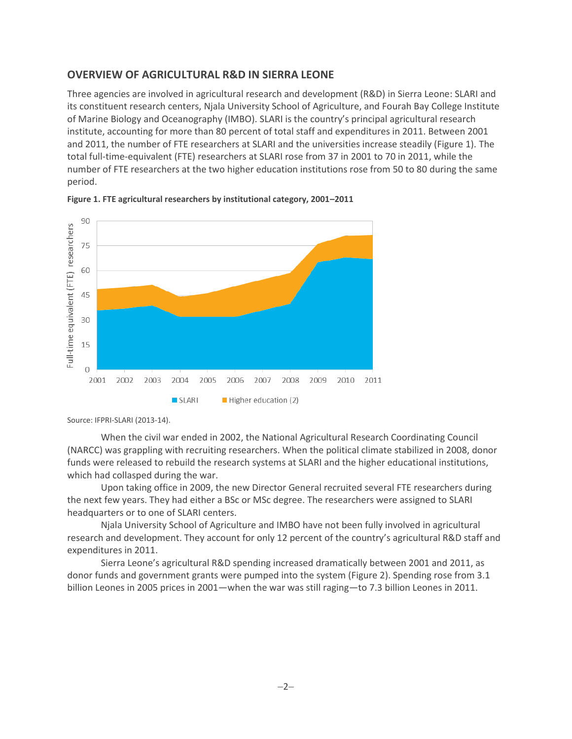## OVERVIEW OF AGRICULTURAL R&D IN SIERRA LEONE

Three agencies are involved in agricultural research and development (R&D) in Sierra Leone: SLARI and its constituent research centers, Njala University School of Agriculture, and Fourah Bay College Institute of Marine Biology and Oceanography (IMBO). SLARI is the country's principal agricultural research institute, accounting for more than 80 percent of total staff and expenditures in 2011. Between 2001 and 2011, the number of FTE researchers at SLARI and the universities increase steadily (Figure 1). The total full-time-equivalent (FTE) researchers at SLARI rose from 37 in 2001 to 70 in 2011, while the number of FTE researchers at the two higher education institutions rose from 50 to 80 during the same period.

**Figure 1. FTE agricultural researchers by institutional category, 2001–2011**

Source: IFPRI-SLARI (2013-14).

When the civil war ended in 2002, the National Agricultural Research Coordinating Council (NARCC) was grappling with recruiting researchers. When the political climate stabilized in 2008, donor funds were released to rebuild the research systems at SLARI and the higher educational institutions, which had collasped during the war.

Upon taking office in 2009, the new Director General recruited several FTE researchers during the next few years. They had either a BSc or MSc degree. The researchers were assigned to SLARI headquarters or to one of SLARI centers.

Njala University School of Agriculture and IMBO have not been fully involved in agricultural research and development. They account for only 12 percent of the country's agricultural R&D staff and expenditures in 2011.

Sierra Leone's agricultural R&D spending increased dramatically between 2001 and 2011, as donor funds and government grants were pumped into the system (Figure 2). Spending rose from 3.1 billion Leones in 2005 prices in 2001—when the war was still raging—to 7.3 billion Leones in 2011.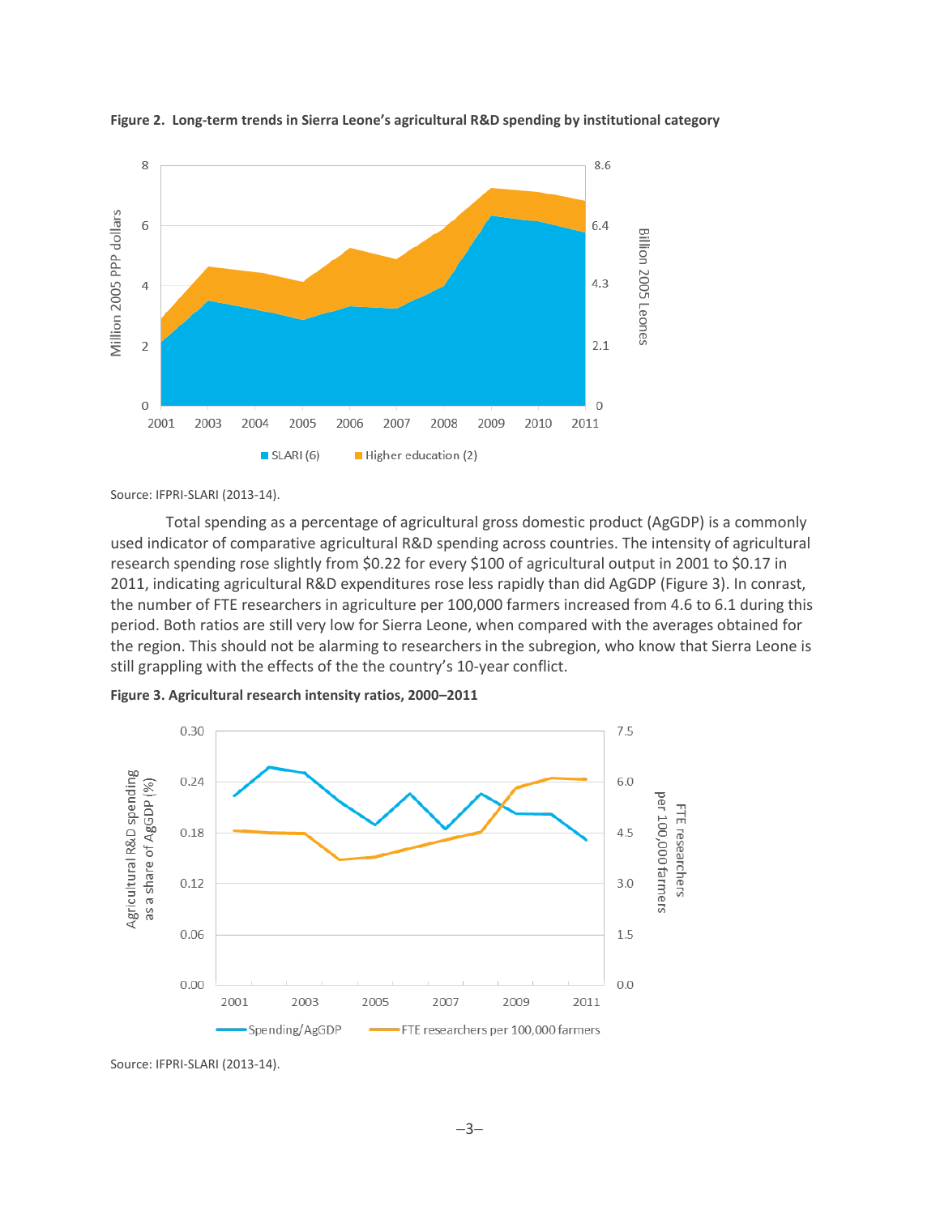**Figure 2. Long-term trends in Sierra Leone's agricultural R&D spending by institutional category**

Source: IFPRI-SLARI (2013-14).

Total spending as a percentage of agricultural gross domestic product (AgGDP) is a commonly used indicator of comparative agricultural R&D spending across countries. The intensity of agricultural research spending rose slightly from $0.22 for every $100 of agricultural output in 2001 to $0.17 in 2011, indicating agricultural R&D expenditures rose less rapidly than did AgGDP (Figure 3). In conrast, the number of FTE researchers in agriculture per 100,000 farmers increased from 4.6 to 6.1 during this period. Both ratios are still very low for Sierra Leone, when compared with the averages obtained for the region. This should not be alarming to researchers in the subregion, who know that Sierra Leone is still grappling with the effects of the the country's 10-year conflict.

**Figure 3. Agricultural research intensity ratios, 2000–2011**

Source: IFPRI-SLARI (2013-14).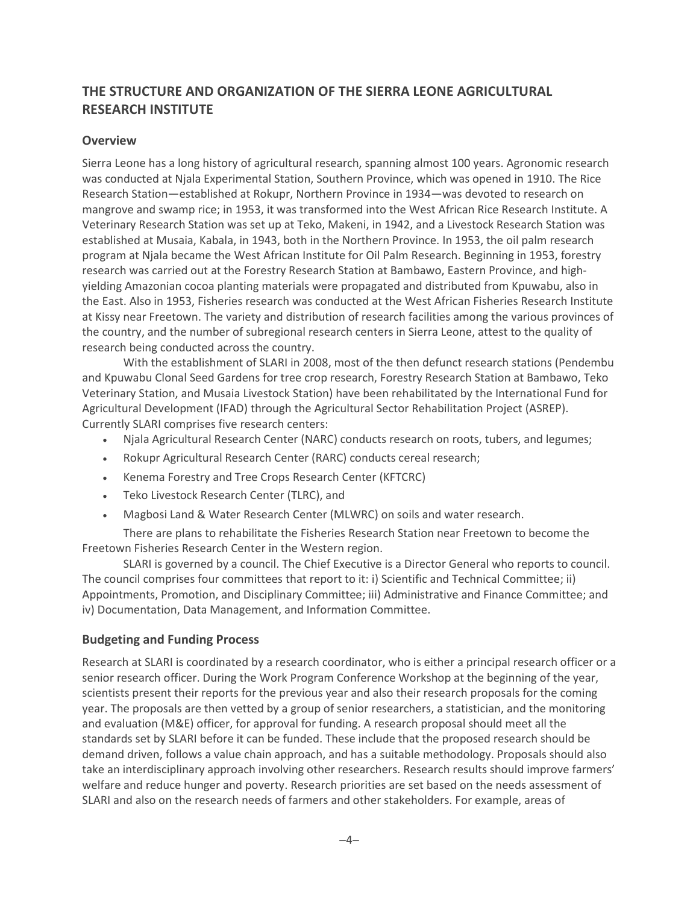## THE STRUCTURE AND ORGANIZATION OF THE SIERRA LEONE AGRICULTURAL RESEARCH INSTITUTE

### Overview

Sierra Leone has a long history of agricultural research, spanning almost 100 years. Agronomic research was conducted at Njala Experimental Station, Southern Province, which was opened in 1910. The Rice Research Station—established at Rokupr, Northern Province in 1934—was devoted to research on mangrove and swamp rice; in 1953, it was transformed into the West African Rice Research Institute. A Veterinary Research Station was set up at Teko, Makeni, in 1942, and a Livestock Research Station was established at Musaia, Kabala, in 1943, both in the Northern Province. In 1953, the oil palm research program at Njala became the West African Institute for Oil Palm Research. Beginning in 1953, forestry research was carried out at the Forestry Research Station at Bambawo, Eastern Province, and high-yielding Amazonian cocoa planting materials were propagated and distributed from Kpuwabu, also in the East. Also in 1953, Fisheries research was conducted at the West African Fisheries Research Institute at Kissy near Freetown. The variety and distribution of research facilities among the various provinces of the country, and the number of subregional research centers in Sierra Leone, attest to the quality of research being conducted across the country.

With the establishment of SLARI in 2008, most of the then defunct research stations (Pendembu and Kpuwabu Clonal Seed Gardens for tree crop research, Forestry Research Station at Bambawo, Teko Veterinary Station, and Musaia Livestock Station) have been rehabilitated by the International Fund for Agricultural Development (IFAD) through the Agricultural Sector Rehabilitation Project (ASREP). Currently SLARI comprises five research centers:

- Njala Agricultural Research Center (NARC) conducts research on roots, tubers, and legumes;
- Rokupr Agricultural Research Center (RARC) conducts cereal research;
- Kenema Forestry and Tree Crops Research Center (KFTCRC)
- Teko Livestock Research Center (TLRC), and
- Magbosi Land & Water Research Center (MLWRC) on soils and water research.

There are plans to rehabilitate the Fisheries Research Station near Freetown to become the Freetown Fisheries Research Center in the Western region.

SLARI is governed by a council. The Chief Executive is a Director General who reports to council. The council comprises four committees that report to it: i) Scientific and Technical Committee; ii) Appointments, Promotion, and Disciplinary Committee; iii) Administrative and Finance Committee; and iv) Documentation, Data Management, and Information Committee.

### Budgeting and Funding Process

Research at SLARI is coordinated by a research coordinator, who is either a principal research officer or a senior research officer. During the Work Program Conference Workshop at the beginning of the year, scientists present their reports for the previous year and also their research proposals for the coming year. The proposals are then vetted by a group of senior researchers, a statistician, and the monitoring and evaluation (M&E) officer, for approval for funding. A research proposal should meet all the standards set by SLARI before it can be funded. These include that the proposed research should be demand driven, follows a value chain approach, and has a suitable methodology. Proposals should also take an interdisciplinary approach involving other researchers. Research results should improve farmers' welfare and reduce hunger and poverty. Research priorities are set based on the needs assessment of SLARI and also on the research needs of farmers and other stakeholders. For example, areas of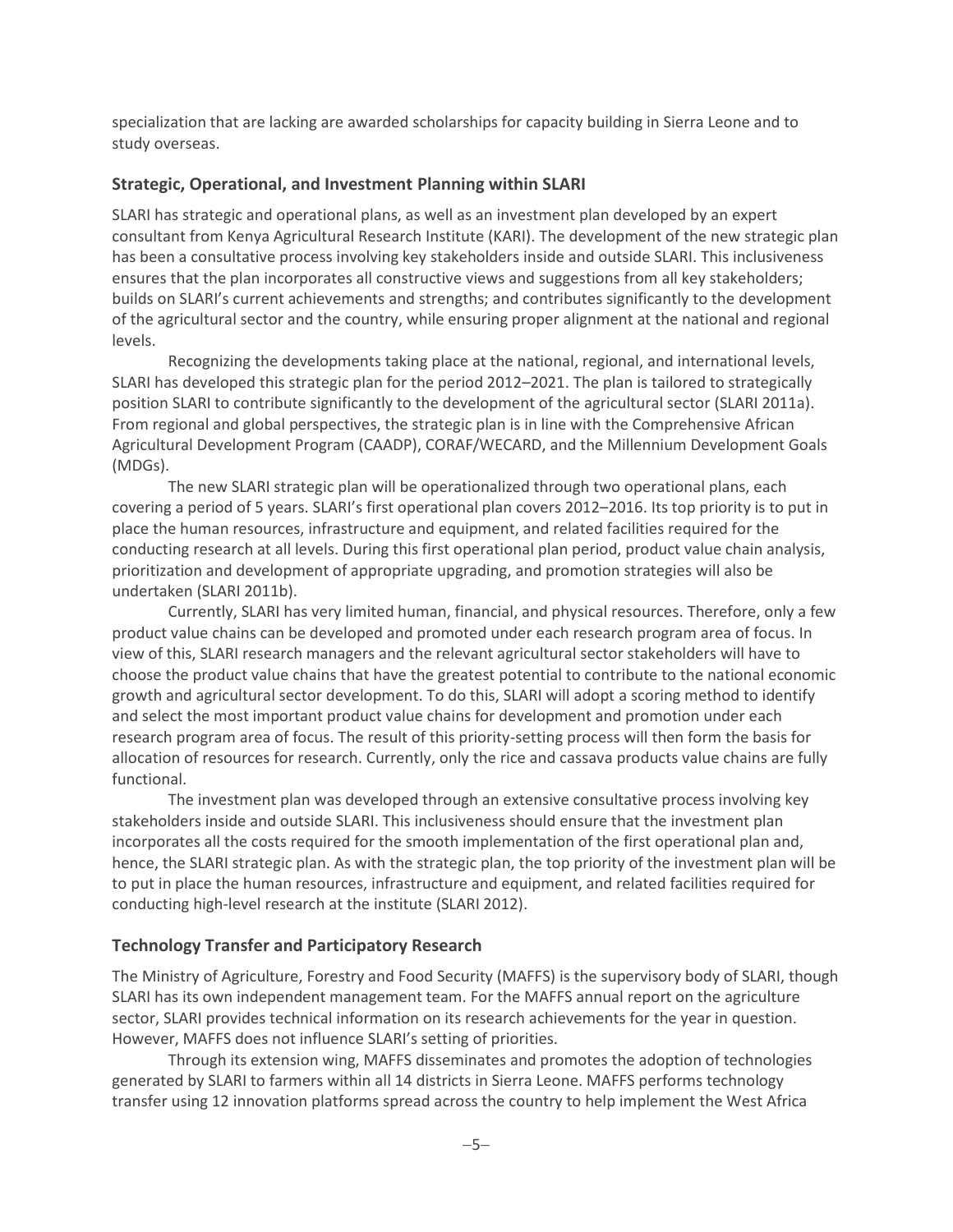specialization that are lacking are awarded scholarships for capacity building in Sierra Leone and to study overseas.

## Strategic, Operational, and Investment Planning within SLARI

SLARI has strategic and operational plans, as well as an investment plan developed by an expert consultant from Kenya Agricultural Research Institute (KARI). The development of the new strategic plan has been a consultative process involving key stakeholders inside and outside SLARI. This inclusiveness ensures that the plan incorporates all constructive views and suggestions from all key stakeholders; builds on SLARI's current achievements and strengths; and contributes significantly to the development of the agricultural sector and the country, while ensuring proper alignment at the national and regional levels.

Recognizing the developments taking place at the national, regional, and international levels, SLARI has developed this strategic plan for the period 2012–2021. The plan is tailored to strategically position SLARI to contribute significantly to the development of the agricultural sector (SLARI 2011a). From regional and global perspectives, the strategic plan is in line with the Comprehensive African Agricultural Development Program (CAADP), CORAF/WECARD, and the Millennium Development Goals (MDGs).

The new SLARI strategic plan will be operationalized through two operational plans, each covering a period of 5 years. SLARI's first operational plan covers 2012–2016. Its top priority is to put in place the human resources, infrastructure and equipment, and related facilities required for the conducting research at all levels. During this first operational plan period, product value chain analysis, prioritization and development of appropriate upgrading, and promotion strategies will also be undertaken (SLARI 2011b).

Currently, SLARI has very limited human, financial, and physical resources. Therefore, only a few product value chains can be developed and promoted under each research program area of focus. In view of this, SLARI research managers and the relevant agricultural sector stakeholders will have to choose the product value chains that have the greatest potential to contribute to the national economic growth and agricultural sector development. To do this, SLARI will adopt a scoring method to identify and select the most important product value chains for development and promotion under each research program area of focus. The result of this priority-setting process will then form the basis for allocation of resources for research. Currently, only the rice and cassava products value chains are fully functional.

The investment plan was developed through an extensive consultative process involving key stakeholders inside and outside SLARI. This inclusiveness should ensure that the investment plan incorporates all the costs required for the smooth implementation of the first operational plan and, hence, the SLARI strategic plan. As with the strategic plan, the top priority of the investment plan will be to put in place the human resources, infrastructure and equipment, and related facilities required for conducting high-level research at the institute (SLARI 2012).

## Technology Transfer and Participatory Research

The Ministry of Agriculture, Forestry and Food Security (MAFFS) is the supervisory body of SLARI, though SLARI has its own independent management team. For the MAFFS annual report on the agriculture sector, SLARI provides technical information on its research achievements for the year in question. However, MAFFS does not influence SLARI's setting of priorities.

Through its extension wing, MAFFS disseminates and promotes the adoption of technologies generated by SLARI to farmers within all 14 districts in Sierra Leone. MAFFS performs technology transfer using 12 innovation platforms spread across the country to help implement the West Africa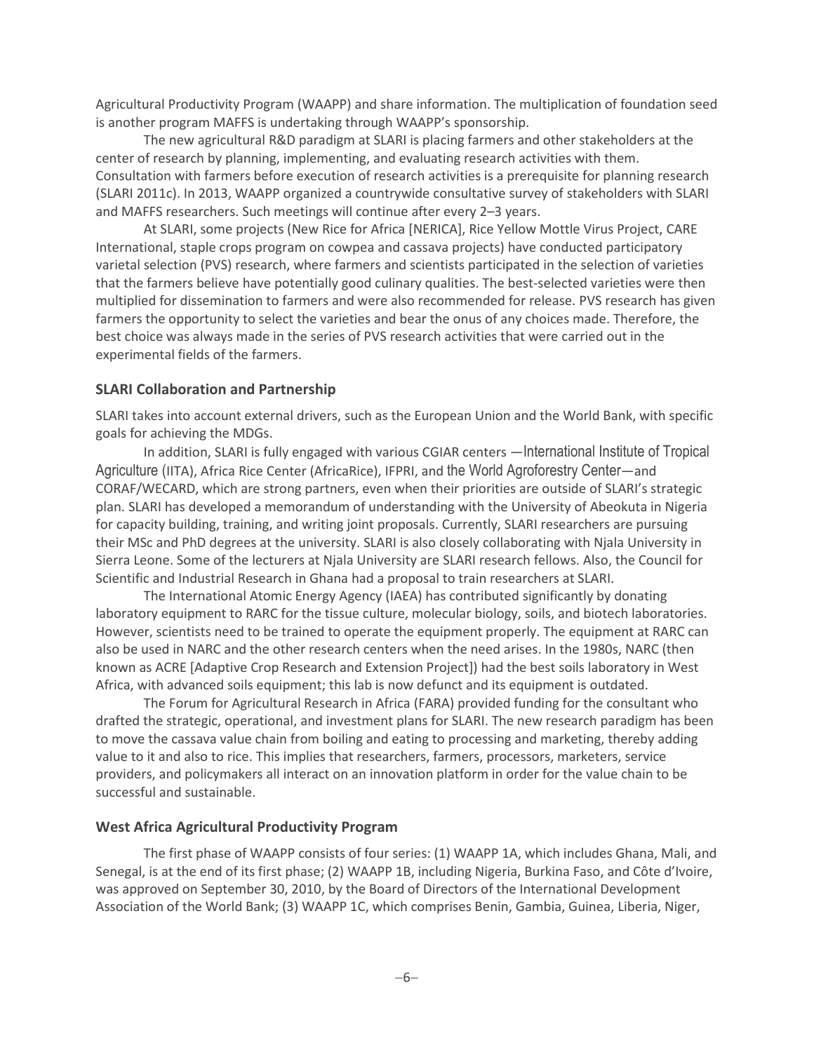Agricultural Productivity Program (WAAPP) and share information. The multiplication of foundation seed is another program MAFFS is undertaking through WAAPP's sponsorship.

The new agricultural R&D paradigm at SLARI is placing farmers and other stakeholders at the center of research by planning, implementing, and evaluating research activities with them. Consultation with farmers before execution of research activities is a prerequisite for planning research (SLARI 2011c). In 2013, WAAPP organized a countrywide consultative survey of stakeholders with SLARI and MAFFS researchers. Such meetings will continue after every 2–3 years.

At SLARI, some projects (New Rice for Africa [NERICA], Rice Yellow Mottle Virus Project, CARE International, staple crops program on cowpea and cassava projects) have conducted participatory varietal selection (PVS) research, where farmers and scientists participated in the selection of varieties that the farmers believe have potentially good culinary qualities. The best-selected varieties were then multiplied for dissemination to farmers and were also recommended for release. PVS research has given farmers the opportunity to select the varieties and bear the onus of any choices made. Therefore, the best choice was always made in the series of PVS research activities that were carried out in the experimental fields of the farmers.

### SLARI Collaboration and Partnership

SLARI takes into account external drivers, such as the European Union and the World Bank, with specific goals for achieving the MDGs.

In addition, SLARI is fully engaged with various CGIAR centers —International Institute of Tropical Agriculture (IITA), Africa Rice Center (AfricaRice), IFPRI, and the World Agroforestry Center—and CORAF/WECARD, which are strong partners, even when their priorities are outside of SLARI's strategic plan. SLARI has developed a memorandum of understanding with the University of Abeokuta in Nigeria for capacity building, training, and writing joint proposals. Currently, SLARI researchers are pursuing their MSc and PhD degrees at the university. SLARI is also closely collaborating with Njala University in Sierra Leone. Some of the lecturers at Njala University are SLARI research fellows. Also, the Council for Scientific and Industrial Research in Ghana had a proposal to train researchers at SLARI.

The International Atomic Energy Agency (IAEA) has contributed significantly by donating laboratory equipment to RARC for the tissue culture, molecular biology, soils, and biotech laboratories. However, scientists need to be trained to operate the equipment properly. The equipment at RARC can also be used in NARC and the other research centers when the need arises. In the 1980s, NARC (then known as ACRE [Adaptive Crop Research and Extension Project]) had the best soils laboratory in West Africa, with advanced soils equipment; this lab is now defunct and its equipment is outdated.

The Forum for Agricultural Research in Africa (FARA) provided funding for the consultant who drafted the strategic, operational, and investment plans for SLARI. The new research paradigm has been to move the cassava value chain from boiling and eating to processing and marketing, thereby adding value to it and also to rice. This implies that researchers, farmers, processors, marketers, service providers, and policymakers all interact on an innovation platform in order for the value chain to be successful and sustainable.

### West Africa Agricultural Productivity Program

The first phase of WAAPP consists of four series: (1) WAAPP 1A, which includes Ghana, Mali, and Senegal, is at the end of its first phase; (2) WAAPP 1B, including Nigeria, Burkina Faso, and Côte d'Ivoire, was approved on September 30, 2010, by the Board of Directors of the International Development Association of the World Bank; (3) WAAPP 1C, which comprises Benin, Gambia, Guinea, Liberia, Niger,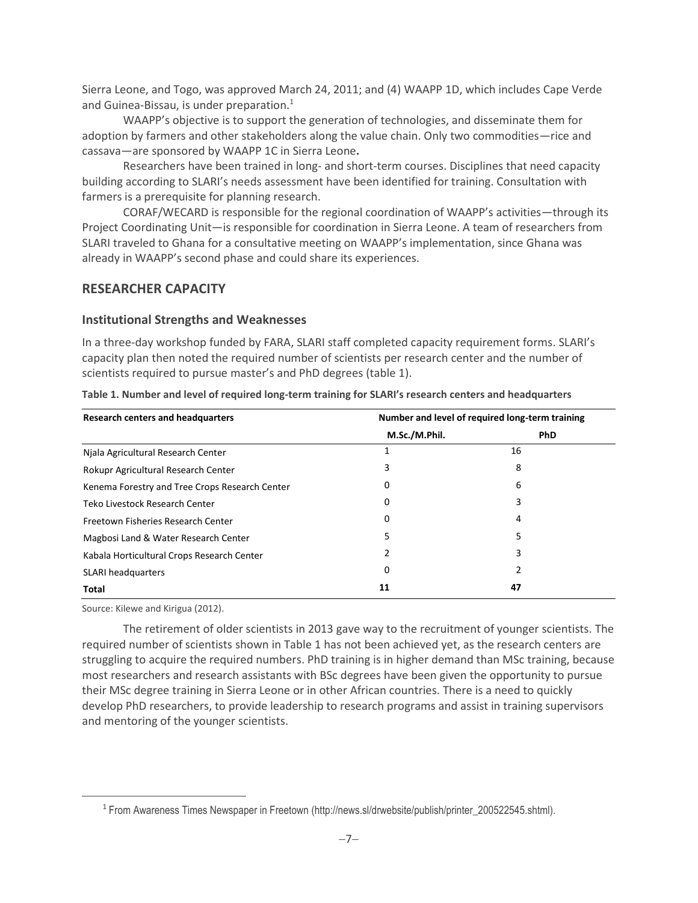Sierra Leone, and Togo, was approved March 24, 2011; and (4) WAAPP 1D, which includes Cape Verde and Guinea-Bissau, is under preparation.[1]

WAAPP's objective is to support the generation of technologies, and disseminate them for adoption by farmers and other stakeholders along the value chain. Only two commodities—rice and cassava—are sponsored by WAAPP 1C in Sierra Leone**.**

Researchers have been trained in long- and short-term courses. Disciplines that need capacity building according to SLARI's needs assessment have been identified for training. Consultation with farmers is a prerequisite for planning research.

CORAF/WECARD is responsible for the regional coordination of WAAPP's activities—through its Project Coordinating Unit—is responsible for coordination in Sierra Leone. A team of researchers from SLARI traveled to Ghana for a consultative meeting on WAAPP's implementation, since Ghana was already in WAAPP's second phase and could share its experiences.

## RESEARCHER CAPACITY

### Institutional Strengths and Weaknesses

In a three-day workshop funded by FARA, SLARI staff completed capacity requirement forms. SLARI's capacity plan then noted the required number of scientists per research center and the number of scientists required to pursue master's and PhD degrees (table 1).

**Table 1. Number and level of required long-term training for SLARI's research centers and headquarters**

| Research centers and headquarters | Number and level of required long-term training | |
|---|---|---|
| | M.Sc./M.Phil. | PhD |
| Njala Agricultural Research Center | 1 | 16 |
| Rokupr Agricultural Research Center | 3 | 8 |
| Kenema Forestry and Tree Crops Research Center | 0 | 6 |
| Teko Livestock Research Center | 0 | 3 |
| Freetown Fisheries Research Center | 0 | 4 |
| Magbosi Land & Water Research Center | 5 | 5 |
| Kabala Horticultural Crops Research Center | 2 | 3 |
| SLARI headquarters | 0 | 2 |
| **Total** | **11** | **47** |

Source: Kilewe and Kirigua (2012).

The retirement of older scientists in 2013 gave way to the recruitment of younger scientists. The required number of scientists shown in Table 1 has not been achieved yet, as the research centers are struggling to acquire the required numbers. PhD training is in higher demand than MSc training, because most researchers and research assistants with BSc degrees have been given the opportunity to pursue their MSc degree training in Sierra Leone or in other African countries. There is a need to quickly develop PhD researchers, to provide leadership to research programs and assist in training supervisors and mentoring of the younger scientists.

[1] From Awareness Times Newspaper in Freetown (http://news.sl/drwebsite/publish/printer_200522545.shtml).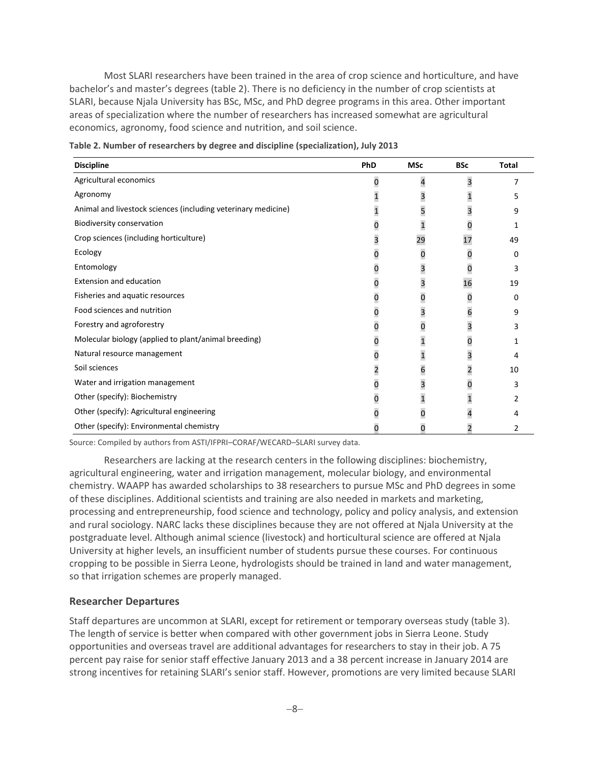Most SLARI researchers have been trained in the area of crop science and horticulture, and have bachelor's and master's degrees (table 2). There is no deficiency in the number of crop scientists at SLARI, because Njala University has BSc, MSc, and PhD degree programs in this area. Other important areas of specialization where the number of researchers has increased somewhat are agricultural economics, agronomy, food science and nutrition, and soil science.

**Table 2. Number of researchers by degree and discipline (specialization), July 2013**

| Discipline | PhD | MSc | BSc | Total |
|---|---|---|---|---|
| Agricultural economics | 0 | 4 | 3 | 7 |
| Agronomy | 1 | 3 | 1 | 5 |
| Animal and livestock sciences (including veterinary medicine) | 1 | 5 | 3 | 9 |
| Biodiversity conservation | 0 | 1 | 0 | 1 |
| Crop sciences (including horticulture) | 3 | 29 | 17 | 49 |
| Ecology | 0 | 0 | 0 | 0 |
| Entomology | 0 | 3 | 0 | 3 |
| Extension and education | 0 | 3 | 16 | 19 |
| Fisheries and aquatic resources | 0 | 0 | 0 | 0 |
| Food sciences and nutrition | 0 | 3 | 6 | 9 |
| Forestry and agroforestry | 0 | 0 | 3 | 3 |
| Molecular biology (applied to plant/animal breeding) | 0 | 1 | 0 | 1 |
| Natural resource management | 0 | 1 | 3 | 4 |
| Soil sciences | 2 | 6 | 2 | 10 |
| Water and irrigation management | 0 | 3 | 0 | 3 |
| Other (specify): Biochemistry | 0 | 1 | 1 | 2 |
| Other (specify): Agricultural engineering | 0 | 0 | 4 | 4 |
| Other (specify): Environmental chemistry | 0 | 0 | 2 | 2 |

Source: Compiled by authors from ASTI/IFPRI–CORAF/WECARD–SLARI survey data.

Researchers are lacking at the research centers in the following disciplines: biochemistry, agricultural engineering, water and irrigation management, molecular biology, and environmental chemistry. WAAPP has awarded scholarships to 38 researchers to pursue MSc and PhD degrees in some of these disciplines. Additional scientists and training are also needed in markets and marketing, processing and entrepreneurship, food science and technology, policy and policy analysis, and extension and rural sociology. NARC lacks these disciplines because they are not offered at Njala University at the postgraduate level. Although animal science (livestock) and horticultural science are offered at Njala University at higher levels, an insufficient number of students pursue these courses. For continuous cropping to be possible in Sierra Leone, hydrologists should be trained in land and water management, so that irrigation schemes are properly managed.

## Researcher Departures

Staff departures are uncommon at SLARI, except for retirement or temporary overseas study (table 3). The length of service is better when compared with other government jobs in Sierra Leone. Study opportunities and overseas travel are additional advantages for researchers to stay in their job. A 75 percent pay raise for senior staff effective January 2013 and a 38 percent increase in January 2014 are strong incentives for retaining SLARI's senior staff. However, promotions are very limited because SLARI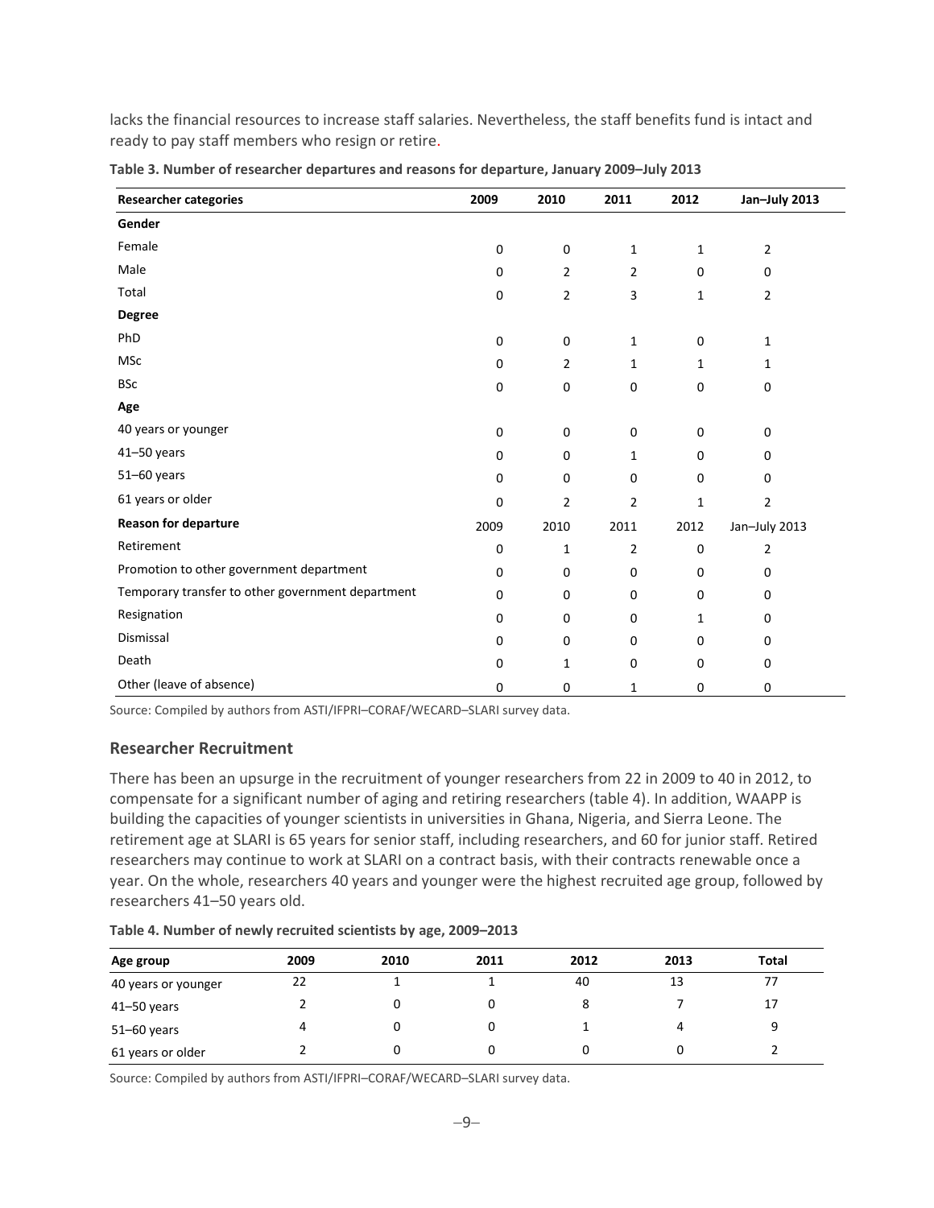lacks the financial resources to increase staff salaries. Nevertheless, the staff benefits fund is intact and ready to pay staff members who resign or retire.

**Table 3. Number of researcher departures and reasons for departure, January 2009–July 2013**

| Researcher categories | 2009 | 2010 | 2011 | 2012 | Jan–July 2013 |
|---|---|---|---|---|---|
| **Gender** | | | | | |
| Female | 0 | 0 | 1 | 1 | 2 |
| Male | 0 | 2 | 2 | 0 | 0 |
| Total | 0 | 2 | 3 | 1 | 2 |
| **Degree** | | | | | |
| PhD | 0 | 0 | 1 | 0 | 1 |
| MSc | 0 | 2 | 1 | 1 | 1 |
| BSc | 0 | 0 | 0 | 0 | 0 |
| **Age** | | | | | |
| 40 years or younger | 0 | 0 | 0 | 0 | 0 |
| 41–50 years | 0 | 0 | 1 | 0 | 0 |
| 51–60 years | 0 | 0 | 0 | 0 | 0 |
| 61 years or older | 0 | 2 | 2 | 1 | 2 |
| **Reason for departure** | 2009 | 2010 | 2011 | 2012 | Jan–July 2013 |
| Retirement | 0 | 1 | 2 | 0 | 2 |
| Promotion to other government department | 0 | 0 | 0 | 0 | 0 |
| Temporary transfer to other government department | 0 | 0 | 0 | 0 | 0 |
| Resignation | 0 | 0 | 0 | 1 | 0 |
| Dismissal | 0 | 0 | 0 | 0 | 0 |
| Death | 0 | 1 | 0 | 0 | 0 |
| Other (leave of absence) | 0 | 0 | 1 | 0 | 0 |

Source: Compiled by authors from ASTI/IFPRI–CORAF/WECARD–SLARI survey data.

### Researcher Recruitment

There has been an upsurge in the recruitment of younger researchers from 22 in 2009 to 40 in 2012, to compensate for a significant number of aging and retiring researchers (table 4). In addition, WAAPP is building the capacities of younger scientists in universities in Ghana, Nigeria, and Sierra Leone. The retirement age at SLARI is 65 years for senior staff, including researchers, and 60 for junior staff. Retired researchers may continue to work at SLARI on a contract basis, with their contracts renewable once a year. On the whole, researchers 40 years and younger were the highest recruited age group, followed by researchers 41–50 years old.

**Table 4. Number of newly recruited scientists by age, 2009–2013**

| Age group | 2009 | 2010 | 2011 | 2012 | 2013 | Total |
|---|---|---|---|---|---|---|
| 40 years or younger | 22 | 1 | 1 | 40 | 13 | 77 |
| 41–50 years | 2 | 0 | 0 | 8 | 7 | 17 |
| 51–60 years | 4 | 0 | 0 | 1 | 4 | 9 |
| 61 years or older | 2 | 0 | 0 | 0 | 0 | 2 |

Source: Compiled by authors from ASTI/IFPRI–CORAF/WECARD–SLARI survey data.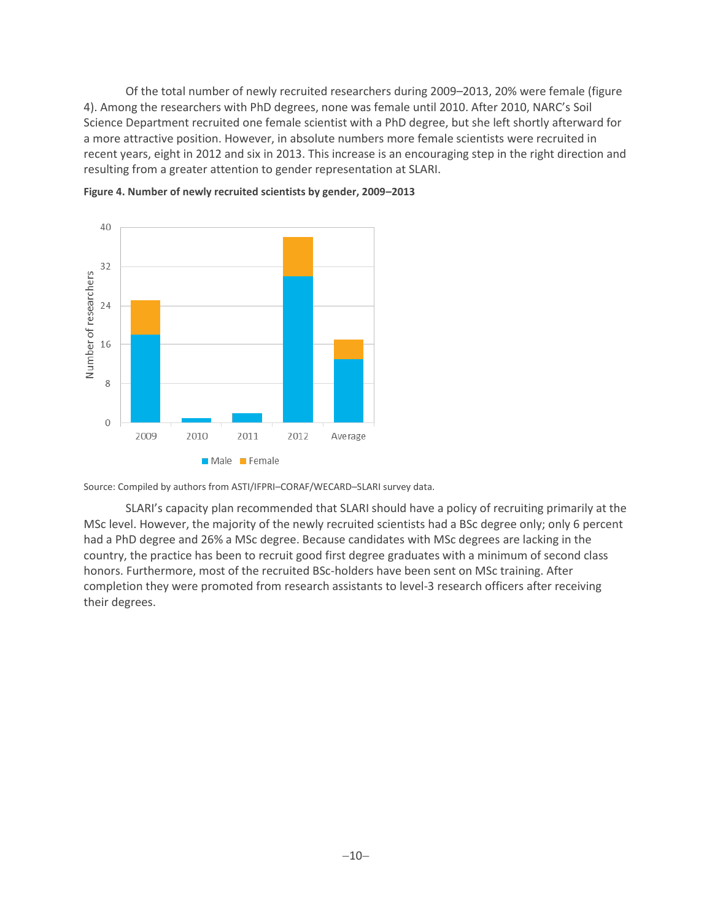Of the total number of newly recruited researchers during 2009–2013, 20% were female (figure 4). Among the researchers with PhD degrees, none was female until 2010. After 2010, NARC's Soil Science Department recruited one female scientist with a PhD degree, but she left shortly afterward for a more attractive position. However, in absolute numbers more female scientists were recruited in recent years, eight in 2012 and six in 2013. This increase is an encouraging step in the right direction and resulting from a greater attention to gender representation at SLARI.

**Figure 4. Number of newly recruited scientists by gender, 2009–2013**

Source: Compiled by authors from ASTI/IFPRI–CORAF/WECARD–SLARI survey data.

SLARI's capacity plan recommended that SLARI should have a policy of recruiting primarily at the MSc level. However, the majority of the newly recruited scientists had a BSc degree only; only 6 percent had a PhD degree and 26% a MSc degree. Because candidates with MSc degrees are lacking in the country, the practice has been to recruit good first degree graduates with a minimum of second class honors. Furthermore, most of the recruited BSc-holders have been sent on MSc training. After completion they were promoted from research assistants to level-3 research officers after receiving their degrees.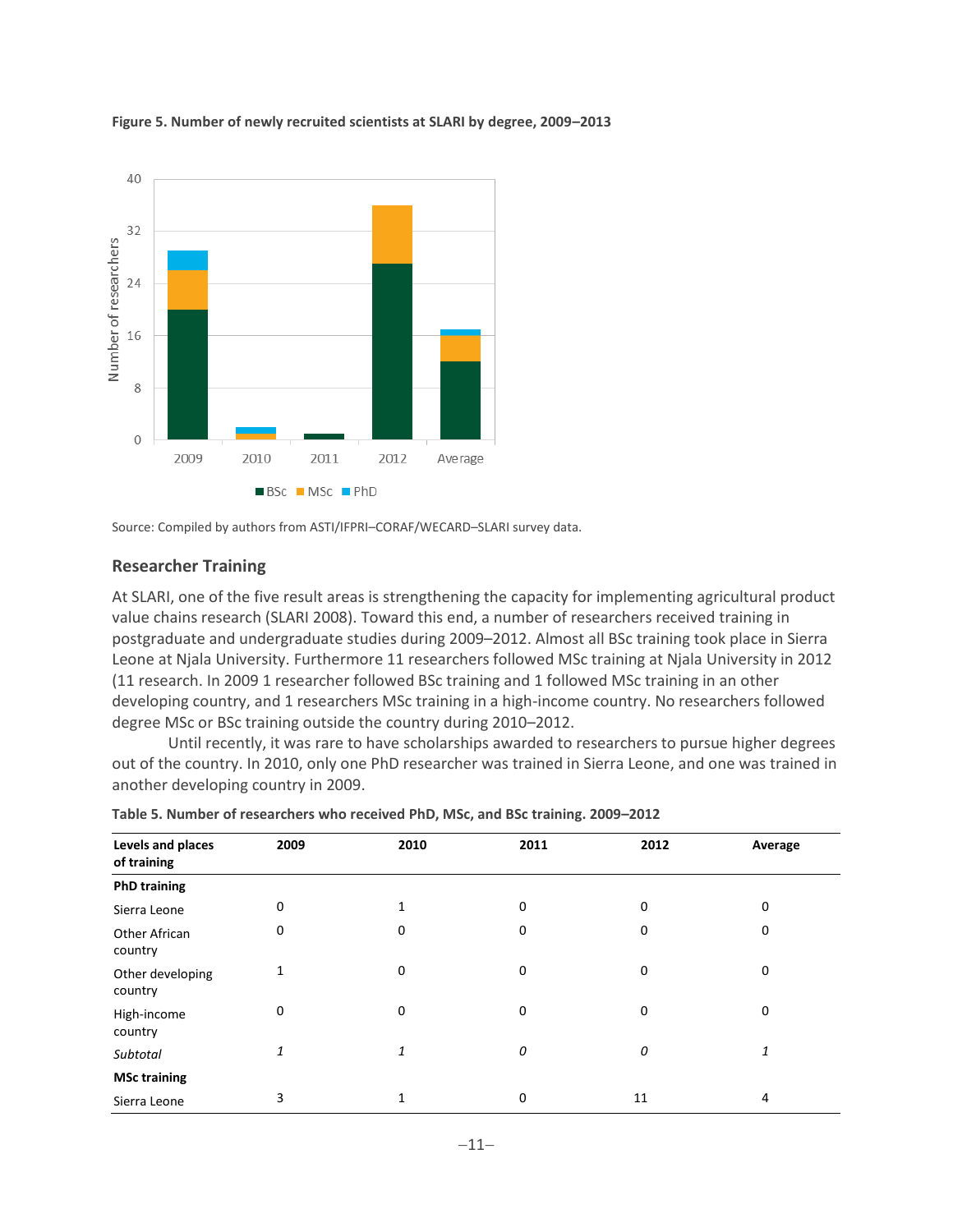**Figure 5. Number of newly recruited scientists at SLARI by degree, 2009–2013**

Source: Compiled by authors from ASTI/IFPRI–CORAF/WECARD–SLARI survey data.

## Researcher Training

At SLARI, one of the five result areas is strengthening the capacity for implementing agricultural product value chains research (SLARI 2008). Toward this end, a number of researchers received training in postgraduate and undergraduate studies during 2009–2012. Almost all BSc training took place in Sierra Leone at Njala University. Furthermore 11 researchers followed MSc training at Njala University in 2012 (11 research. In 2009 1 researcher followed BSc training and 1 followed MSc training in an other developing country, and 1 researchers MSc training in a high-income country. No researchers followed degree MSc or BSc training outside the country during 2010–2012.

Until recently, it was rare to have scholarships awarded to researchers to pursue higher degrees out of the country. In 2010, only one PhD researcher was trained in Sierra Leone, and one was trained in another developing country in 2009.

**Table 5. Number of researchers who received PhD, MSc, and BSc training. 2009–2012**

| Levels and places of training | 2009 | 2010 | 2011 | 2012 | Average |
|---|---|---|---|---|---|
| **PhD training** | | | | | |
| Sierra Leone | 0 | 1 | 0 | 0 | 0 |
| Other African country | 0 | 0 | 0 | 0 | 0 |
| Other developing country | 1 | 0 | 0 | 0 | 0 |
| High-income country | 0 | 0 | 0 | 0 | 0 |
| *Subtotal* | *1* | *1* | *0* | *0* | *1* |
| **MSc training** | | | | | |
| Sierra Leone | 3 | 1 | 0 | 11 | 4 |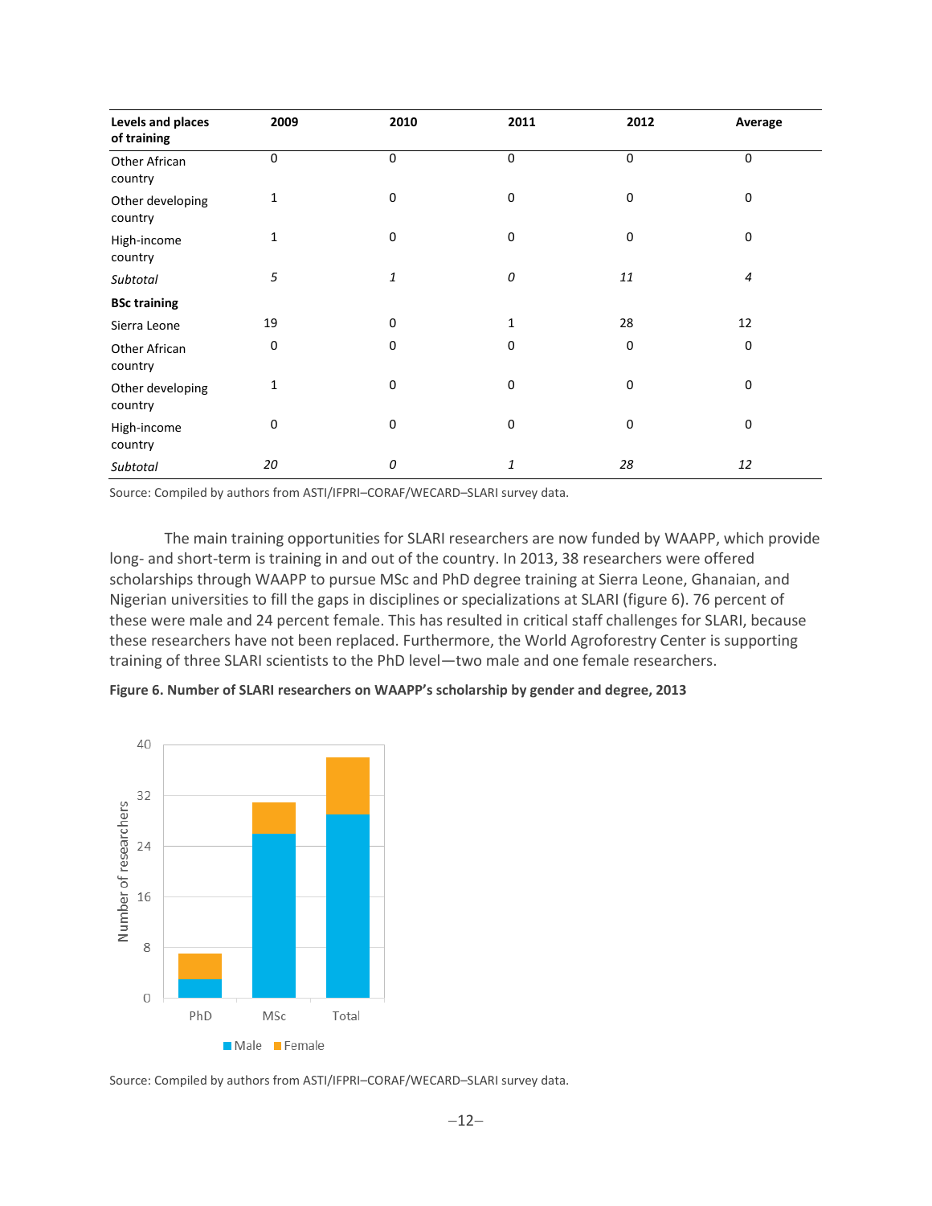| Levels and places of training | 2009 | 2010 | 2011 | 2012 | Average |
|---|---|---|---|---|---|
| Other African country | 0 | 0 | 0 | 0 | 0 |
| Other developing country | 1 | 0 | 0 | 0 | 0 |
| High-income country | 1 | 0 | 0 | 0 | 0 |
| *Subtotal* | *5* | *1* | *0* | *11* | *4* |
| **BSc training** | | | | | |
| Sierra Leone | 19 | 0 | 1 | 28 | 12 |
| Other African country | 0 | 0 | 0 | 0 | 0 |
| Other developing country | 1 | 0 | 0 | 0 | 0 |
| High-income country | 0 | 0 | 0 | 0 | 0 |
| *Subtotal* | *20* | *0* | *1* | *28* | *12* |

Source: Compiled by authors from ASTI/IFPRI–CORAF/WECARD–SLARI survey data.

The main training opportunities for SLARI researchers are now funded by WAAPP, which provide long- and short-term is training in and out of the country. In 2013, 38 researchers were offered scholarships through WAAPP to pursue MSc and PhD degree training at Sierra Leone, Ghanaian, and Nigerian universities to fill the gaps in disciplines or specializations at SLARI (figure 6). 76 percent of these were male and 24 percent female. This has resulted in critical staff challenges for SLARI, because these researchers have not been replaced. Furthermore, the World Agroforestry Center is supporting training of three SLARI scientists to the PhD level—two male and one female researchers.

**Figure 6. Number of SLARI researchers on WAAPP's scholarship by gender and degree, 2013**

Source: Compiled by authors from ASTI/IFPRI–CORAF/WECARD–SLARI survey data.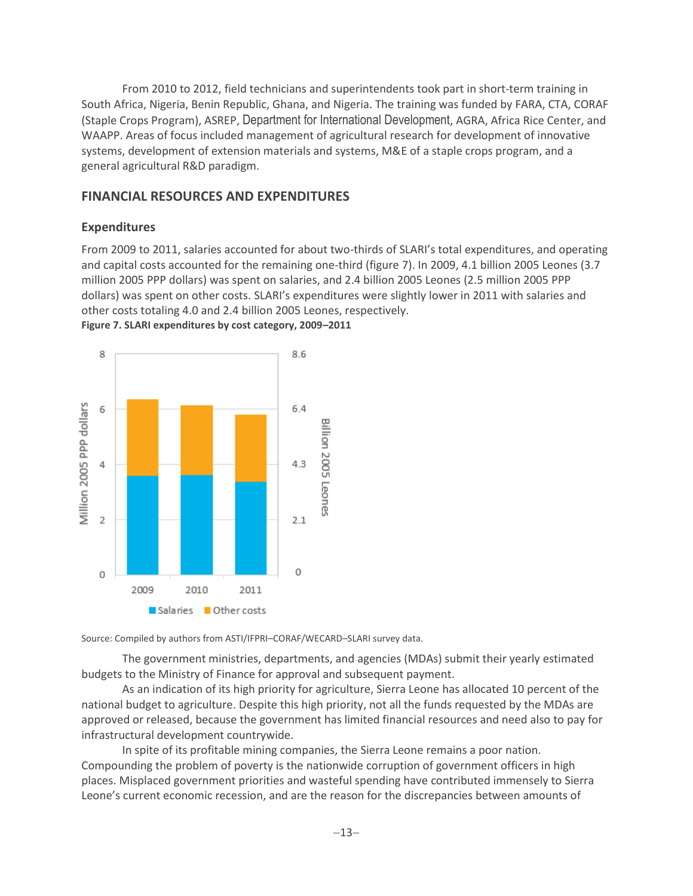From 2010 to 2012, field technicians and superintendents took part in short-term training in South Africa, Nigeria, Benin Republic, Ghana, and Nigeria. The training was funded by FARA, CTA, CORAF (Staple Crops Program), ASREP, Department for International Development, AGRA, Africa Rice Center, and WAAPP. Areas of focus included management of agricultural research for development of innovative systems, development of extension materials and systems, M&E of a staple crops program, and a general agricultural R&D paradigm.

## FINANCIAL RESOURCES AND EXPENDITURES

### Expenditures

From 2009 to 2011, salaries accounted for about two-thirds of SLARI's total expenditures, and operating and capital costs accounted for the remaining one-third (figure 7). In 2009, 4.1 billion 2005 Leones (3.7 million 2005 PPP dollars) was spent on salaries, and 2.4 billion 2005 Leones (2.5 million 2005 PPP dollars) was spent on other costs. SLARI's expenditures were slightly lower in 2011 with salaries and other costs totaling 4.0 and 2.4 billion 2005 Leones, respectively.

**Figure 7. SLARI expenditures by cost category, 2009–2011**

Source: Compiled by authors from ASTI/IFPRI–CORAF/WECARD–SLARI survey data.

The government ministries, departments, and agencies (MDAs) submit their yearly estimated budgets to the Ministry of Finance for approval and subsequent payment.

As an indication of its high priority for agriculture, Sierra Leone has allocated 10 percent of the national budget to agriculture. Despite this high priority, not all the funds requested by the MDAs are approved or released, because the government has limited financial resources and need also to pay for infrastructural development countrywide.

In spite of its profitable mining companies, the Sierra Leone remains a poor nation. Compounding the problem of poverty is the nationwide corruption of government officers in high places. Misplaced government priorities and wasteful spending have contributed immensely to Sierra Leone's current economic recession, and are the reason for the discrepancies between amounts of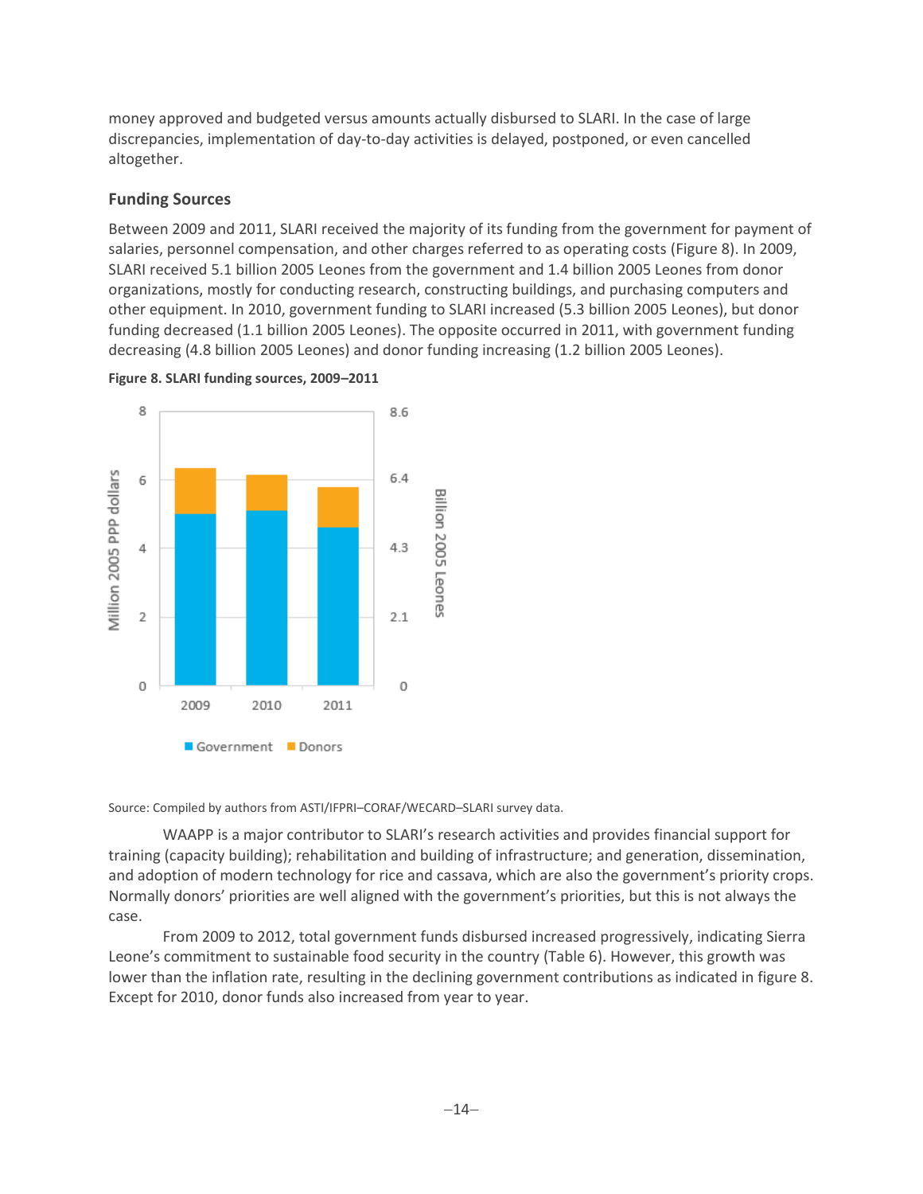money approved and budgeted versus amounts actually disbursed to SLARI. In the case of large discrepancies, implementation of day-to-day activities is delayed, postponed, or even cancelled altogether.

### Funding Sources

Between 2009 and 2011, SLARI received the majority of its funding from the government for payment of salaries, personnel compensation, and other charges referred to as operating costs (Figure 8). In 2009, SLARI received 5.1 billion 2005 Leones from the government and 1.4 billion 2005 Leones from donor organizations, mostly for conducting research, constructing buildings, and purchasing computers and other equipment. In 2010, government funding to SLARI increased (5.3 billion 2005 Leones), but donor funding decreased (1.1 billion 2005 Leones). The opposite occurred in 2011, with government funding decreasing (4.8 billion 2005 Leones) and donor funding increasing (1.2 billion 2005 Leones).

**Figure 8. SLARI funding sources, 2009–2011**

Source: Compiled by authors from ASTI/IFPRI–CORAF/WECARD–SLARI survey data.

WAAPP is a major contributor to SLARI's research activities and provides financial support for training (capacity building); rehabilitation and building of infrastructure; and generation, dissemination, and adoption of modern technology for rice and cassava, which are also the government's priority crops. Normally donors' priorities are well aligned with the government's priorities, but this is not always the case.

From 2009 to 2012, total government funds disbursed increased progressively, indicating Sierra Leone's commitment to sustainable food security in the country (Table 6). However, this growth was lower than the inflation rate, resulting in the declining government contributions as indicated in figure 8. Except for 2010, donor funds also increased from year to year.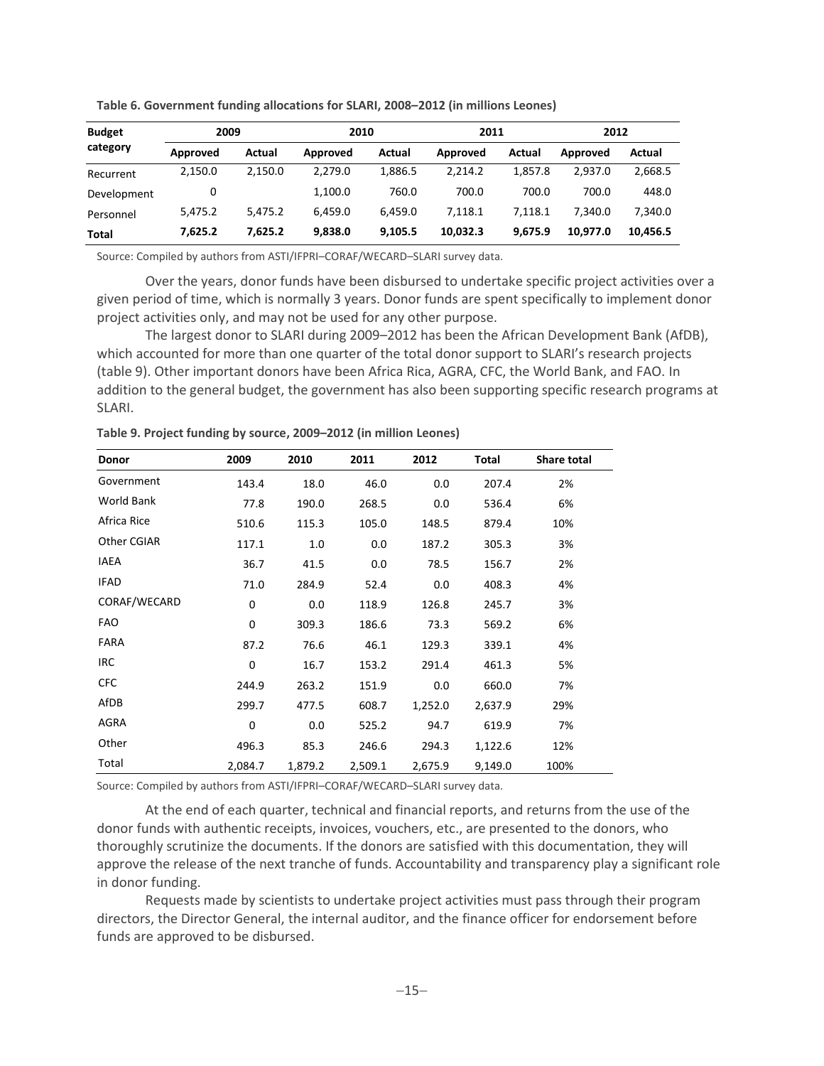**Table 6. Government funding allocations for SLARI, 2008–2012 (in millions Leones)**

| Budget category | 2009 | | 2010 | | 2011 | | 2012 | |
|---|---|---|---|---|---|---|---|---|
| | Approved | Actual | Approved | Actual | Approved | Actual | Approved | Actual |
| Recurrent | 2,150.0 | 2,150.0 | 2,279.0 | 1,886.5 | 2,214.2 | 1,857.8 | 2,937.0 | 2,668.5 |
| Development | 0 | | 1,100.0 | 760.0 | 700.0 | 700.0 | 700.0 | 448.0 |
| Personnel | 5,475.2 | 5,475.2 | 6,459.0 | 6,459.0 | 7,118.1 | 7,118.1 | 7,340.0 | 7,340.0 |
| **Total** | **7,625.2** | **7,625.2** | **9,838.0** | **9,105.5** | **10,032.3** | **9,675.9** | **10,977.0** | **10,456.5** |

Source: Compiled by authors from ASTI/IFPRI–CORAF/WECARD–SLARI survey data.

Over the years, donor funds have been disbursed to undertake specific project activities over a given period of time, which is normally 3 years. Donor funds are spent specifically to implement donor project activities only, and may not be used for any other purpose.

The largest donor to SLARI during 2009–2012 has been the African Development Bank (AfDB), which accounted for more than one quarter of the total donor support to SLARI's research projects (table 9). Other important donors have been Africa Rica, AGRA, CFC, the World Bank, and FAO. In addition to the general budget, the government has also been supporting specific research programs at SLARI.

**Table 9. Project funding by source, 2009–2012 (in million Leones)**

| Donor | 2009 | 2010 | 2011 | 2012 | Total | Share total |
|---|---|---|---|---|---|---|
| Government | 143.4 | 18.0 | 46.0 | 0.0 | 207.4 | 2% |
| World Bank | 77.8 | 190.0 | 268.5 | 0.0 | 536.4 | 6% |
| Africa Rice | 510.6 | 115.3 | 105.0 | 148.5 | 879.4 | 10% |
| Other CGIAR | 117.1 | 1.0 | 0.0 | 187.2 | 305.3 | 3% |
| IAEA | 36.7 | 41.5 | 0.0 | 78.5 | 156.7 | 2% |
| IFAD | 71.0 | 284.9 | 52.4 | 0.0 | 408.3 | 4% |
| CORAF/WECARD | 0 | 0.0 | 118.9 | 126.8 | 245.7 | 3% |
| FAO | 0 | 309.3 | 186.6 | 73.3 | 569.2 | 6% |
| FARA | 87.2 | 76.6 | 46.1 | 129.3 | 339.1 | 4% |
| IRC | 0 | 16.7 | 153.2 | 291.4 | 461.3 | 5% |
| CFC | 244.9 | 263.2 | 151.9 | 0.0 | 660.0 | 7% |
| AfDB | 299.7 | 477.5 | 608.7 | 1,252.0 | 2,637.9 | 29% |
| AGRA | 0 | 0.0 | 525.2 | 94.7 | 619.9 | 7% |
| Other | 496.3 | 85.3 | 246.6 | 294.3 | 1,122.6 | 12% |
| Total | 2,084.7 | 1,879.2 | 2,509.1 | 2,675.9 | 9,149.0 | 100% |

Source: Compiled by authors from ASTI/IFPRI–CORAF/WECARD–SLARI survey data.

At the end of each quarter, technical and financial reports, and returns from the use of the donor funds with authentic receipts, invoices, vouchers, etc., are presented to the donors, who thoroughly scrutinize the documents. If the donors are satisfied with this documentation, they will approve the release of the next tranche of funds. Accountability and transparency play a significant role in donor funding.

Requests made by scientists to undertake project activities must pass through their program directors, the Director General, the internal auditor, and the finance officer for endorsement before funds are approved to be disbursed.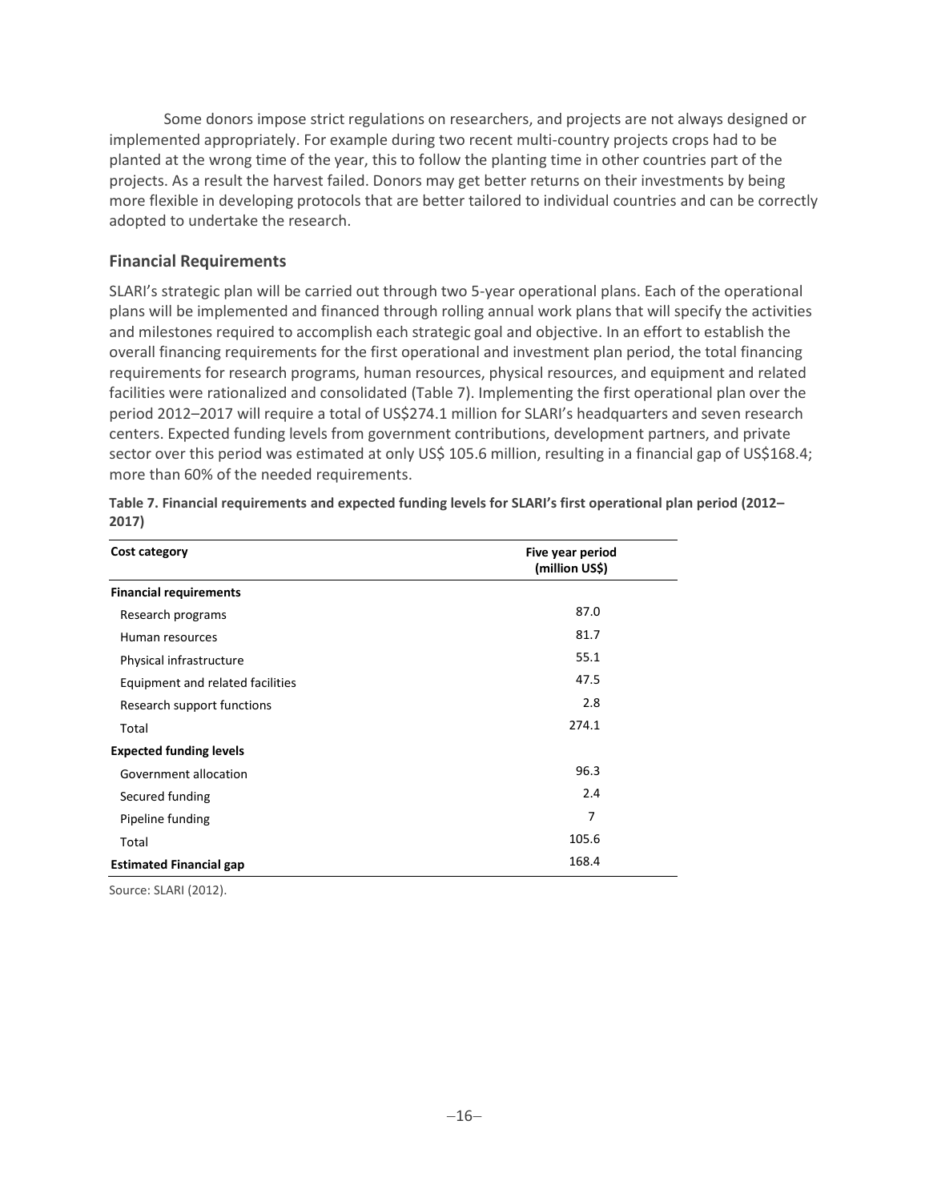Some donors impose strict regulations on researchers, and projects are not always designed or implemented appropriately. For example during two recent multi-country projects crops had to be planted at the wrong time of the year, this to follow the planting time in other countries part of the projects. As a result the harvest failed. Donors may get better returns on their investments by being more flexible in developing protocols that are better tailored to individual countries and can be correctly adopted to undertake the research.

## Financial Requirements

SLARI's strategic plan will be carried out through two 5-year operational plans. Each of the operational plans will be implemented and financed through rolling annual work plans that will specify the activities and milestones required to accomplish each strategic goal and objective. In an effort to establish the overall financing requirements for the first operational and investment plan period, the total financing requirements for research programs, human resources, physical resources, and equipment and related facilities were rationalized and consolidated (Table 7). Implementing the first operational plan over the period 2012–2017 will require a total of US$274.1 million for SLARI's headquarters and seven research centers. Expected funding levels from government contributions, development partners, and private sector over this period was estimated at only US$ 105.6 million, resulting in a financial gap of US$168.4; more than 60% of the needed requirements.

**Table 7. Financial requirements and expected funding levels for SLARI's first operational plan period (2012–2017)**

| Cost category | Five year period (million US$) |
|---|---|
| **Financial requirements** | |
| Research programs | 87.0 |
| Human resources | 81.7 |
| Physical infrastructure | 55.1 |
| Equipment and related facilities | 47.5 |
| Research support functions | 2.8 |
| Total | 274.1 |
| **Expected funding levels** | |
| Government allocation | 96.3 |
| Secured funding | 2.4 |
| Pipeline funding | 7 |
| Total | 105.6 |
| **Estimated Financial gap** | 168.4 |

Source: SLARI (2012).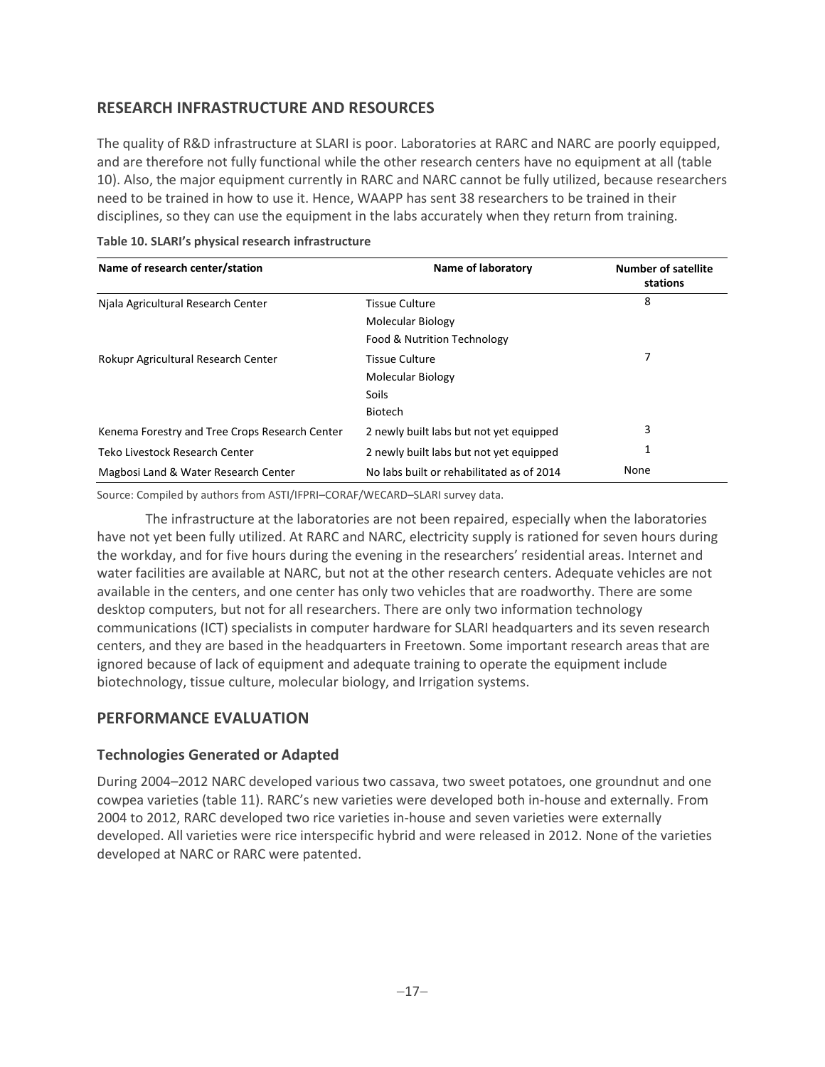## RESEARCH INFRASTRUCTURE AND RESOURCES

The quality of R&D infrastructure at SLARI is poor. Laboratories at RARC and NARC are poorly equipped, and are therefore not fully functional while the other research centers have no equipment at all (table 10). Also, the major equipment currently in RARC and NARC cannot be fully utilized, because researchers need to be trained in how to use it. Hence, WAAPP has sent 38 researchers to be trained in their disciplines, so they can use the equipment in the labs accurately when they return from training.

**Table 10. SLARI's physical research infrastructure**

| Name of research center/station | Name of laboratory | Number of satellite stations |
|---|---|---|
| Njala Agricultural Research Center | Tissue Culture<br>Molecular Biology<br>Food & Nutrition Technology | 8 |
| Rokupr Agricultural Research Center | Tissue Culture<br>Molecular Biology<br>Soils<br>Biotech | 7 |
| Kenema Forestry and Tree Crops Research Center | 2 newly built labs but not yet equipped | 3 |
| Teko Livestock Research Center | 2 newly built labs but not yet equipped | 1 |
| Magbosi Land & Water Research Center | No labs built or rehabilitated as of 2014 | None |

Source: Compiled by authors from ASTI/IFPRI–CORAF/WECARD–SLARI survey data.

The infrastructure at the laboratories are not been repaired, especially when the laboratories have not yet been fully utilized. At RARC and NARC, electricity supply is rationed for seven hours during the workday, and for five hours during the evening in the researchers' residential areas. Internet and water facilities are available at NARC, but not at the other research centers. Adequate vehicles are not available in the centers, and one center has only two vehicles that are roadworthy. There are some desktop computers, but not for all researchers. There are only two information technology communications (ICT) specialists in computer hardware for SLARI headquarters and its seven research centers, and they are based in the headquarters in Freetown. Some important research areas that are ignored because of lack of equipment and adequate training to operate the equipment include biotechnology, tissue culture, molecular biology, and Irrigation systems.

## PERFORMANCE EVALUATION

### Technologies Generated or Adapted

During 2004–2012 NARC developed various two cassava, two sweet potatoes, one groundnut and one cowpea varieties (table 11). RARC's new varieties were developed both in-house and externally. From 2004 to 2012, RARC developed two rice varieties in-house and seven varieties were externally developed. All varieties were rice interspecific hybrid and were released in 2012. None of the varieties developed at NARC or RARC were patented.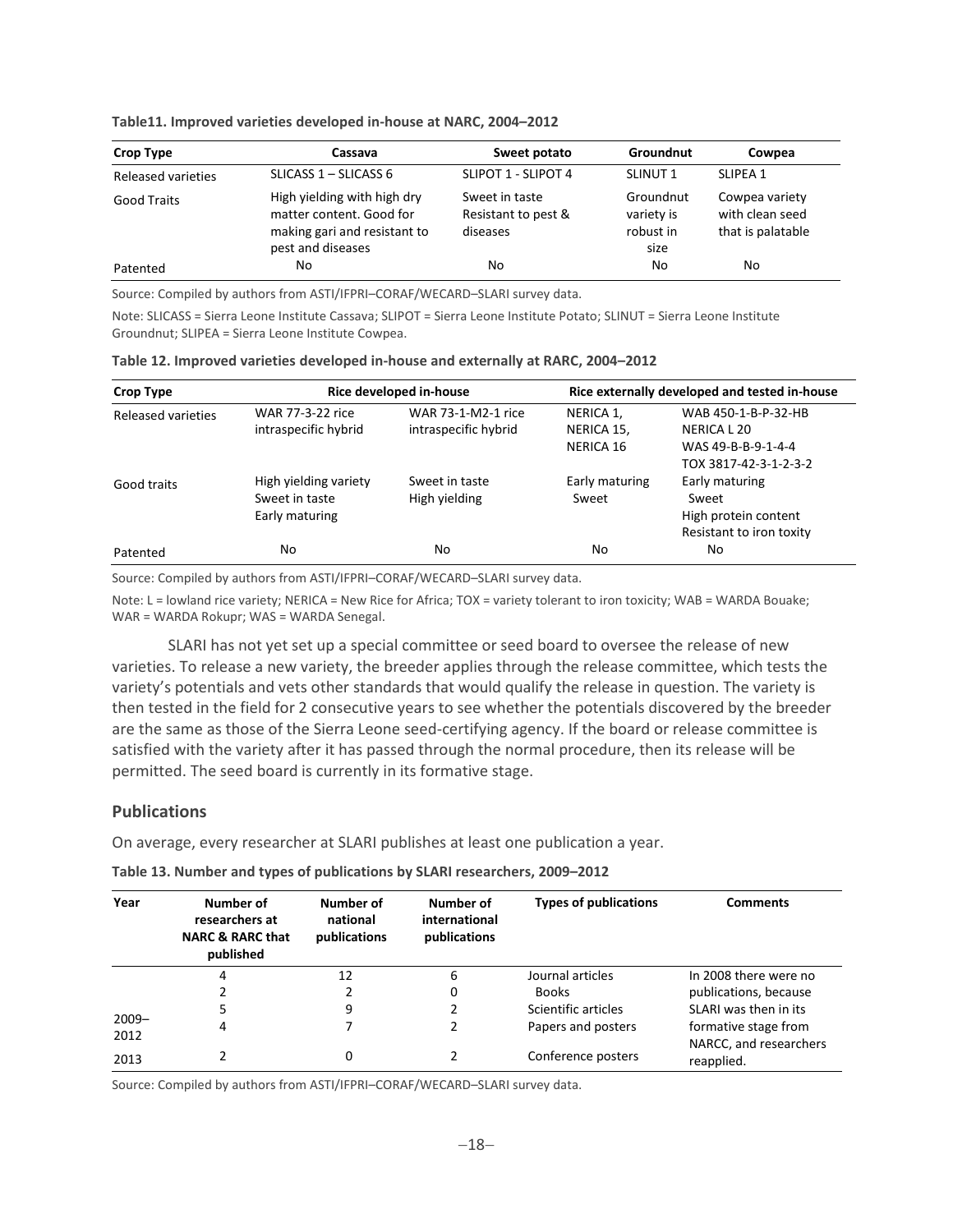**Table11. Improved varieties developed in-house at NARC, 2004–2012**

| Crop Type | Cassava | Sweet potato | Groundnut | Cowpea |
|---|---|---|---|---|
| Released varieties | SLICASS 1 – SLICASS 6 | SLIPOT 1 - SLIPOT 4 | SLINUT 1 | SLIPEA 1 |
| Good Traits | High yielding with high dry matter content. Good for making gari and resistant to pest and diseases | Sweet in taste Resistant to pest & diseases | Groundnut variety is robust in size | Cowpea variety with clean seed that is palatable |
| Patented | No | No | No | No |

Source: Compiled by authors from ASTI/IFPRI–CORAF/WECARD–SLARI survey data.

Note: SLICASS = Sierra Leone Institute Cassava; SLIPOT = Sierra Leone Institute Potato; SLINUT = Sierra Leone Institute Groundnut; SLIPEA = Sierra Leone Institute Cowpea.

**Table 12. Improved varieties developed in-house and externally at RARC, 2004–2012**

| Crop Type | Rice developed in-house | | Rice externally developed and tested in-house | |
|---|---|---|---|---|
| Released varieties | WAR 77-3-22 rice intraspecific hybrid | WAR 73-1-M2-1 rice intraspecific hybrid | NERICA 1, NERICA 15, NERICA 16 | WAB 450-1-B-P-32-HB NERICA L 20 WAS 49-B-B-9-1-4-4 TOX 3817-42-3-1-2-3-2 |
| Good traits | High yielding variety Sweet in taste Early maturing | Sweet in taste High yielding | Early maturing Sweet | Early maturing Sweet High protein content Resistant to iron toxity |
| Patented | No | No | No | No |

Source: Compiled by authors from ASTI/IFPRI–CORAF/WECARD–SLARI survey data.

Note: L = lowland rice variety; NERICA = New Rice for Africa; TOX = variety tolerant to iron toxicity; WAB = WARDA Bouake; WAR = WARDA Rokupr; WAS = WARDA Senegal.

SLARI has not yet set up a special committee or seed board to oversee the release of new varieties. To release a new variety, the breeder applies through the release committee, which tests the variety's potentials and vets other standards that would qualify the release in question. The variety is then tested in the field for 2 consecutive years to see whether the potentials discovered by the breeder are the same as those of the Sierra Leone seed-certifying agency. If the board or release committee is satisfied with the variety after it has passed through the normal procedure, then its release will be permitted. The seed board is currently in its formative stage.

## Publications

On average, every researcher at SLARI publishes at least one publication a year.

**Table 13. Number and types of publications by SLARI researchers, 2009–2012**

| Year | Number of researchers at NARC & RARC that published | Number of national publications | Number of international publications | Types of publications | Comments |
|---|---|---|---|---|---|
| 2009–2012 | 4 | 12 | 6 | Journal articles | In 2008 there were no publications, because SLARI was then in its formative stage from NARCC, and researchers reapplied. |
| | 2 | 2 | 0 | Books | |
| | 5 | 9 | 2 | Scientific articles | |
| | 4 | 7 | 2 | Papers and posters | |
| 2013 | 2 | 0 | 2 | Conference posters | |

Source: Compiled by authors from ASTI/IFPRI–CORAF/WECARD–SLARI survey data.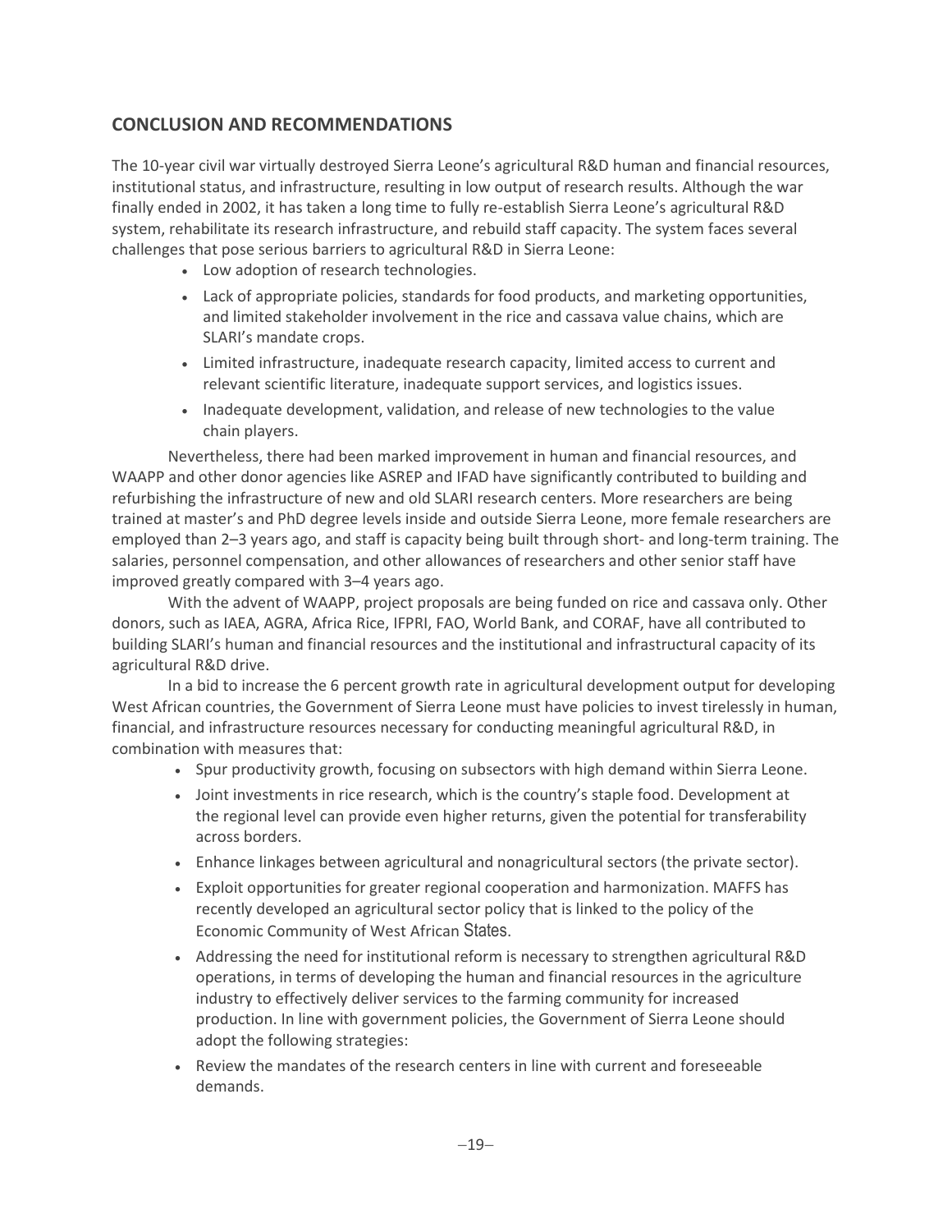## CONCLUSION AND RECOMMENDATIONS

The 10-year civil war virtually destroyed Sierra Leone's agricultural R&D human and financial resources, institutional status, and infrastructure, resulting in low output of research results. Although the war finally ended in 2002, it has taken a long time to fully re-establish Sierra Leone's agricultural R&D system, rehabilitate its research infrastructure, and rebuild staff capacity. The system faces several challenges that pose serious barriers to agricultural R&D in Sierra Leone:

- Low adoption of research technologies.
- Lack of appropriate policies, standards for food products, and marketing opportunities, and limited stakeholder involvement in the rice and cassava value chains, which are SLARI's mandate crops.
- Limited infrastructure, inadequate research capacity, limited access to current and relevant scientific literature, inadequate support services, and logistics issues.
- Inadequate development, validation, and release of new technologies to the value chain players.

Nevertheless, there had been marked improvement in human and financial resources, and WAAPP and other donor agencies like ASREP and IFAD have significantly contributed to building and refurbishing the infrastructure of new and old SLARI research centers. More researchers are being trained at master's and PhD degree levels inside and outside Sierra Leone, more female researchers are employed than 2–3 years ago, and staff is capacity being built through short- and long-term training. The salaries, personnel compensation, and other allowances of researchers and other senior staff have improved greatly compared with 3–4 years ago.

With the advent of WAAPP, project proposals are being funded on rice and cassava only. Other donors, such as IAEA, AGRA, Africa Rice, IFPRI, FAO, World Bank, and CORAF, have all contributed to building SLARI's human and financial resources and the institutional and infrastructural capacity of its agricultural R&D drive.

In a bid to increase the 6 percent growth rate in agricultural development output for developing West African countries, the Government of Sierra Leone must have policies to invest tirelessly in human, financial, and infrastructure resources necessary for conducting meaningful agricultural R&D, in combination with measures that:

- Spur productivity growth, focusing on subsectors with high demand within Sierra Leone.
- Joint investments in rice research, which is the country's staple food. Development at the regional level can provide even higher returns, given the potential for transferability across borders.
- Enhance linkages between agricultural and nonagricultural sectors (the private sector).
- Exploit opportunities for greater regional cooperation and harmonization. MAFFS has recently developed an agricultural sector policy that is linked to the policy of the Economic Community of West African States.
- Addressing the need for institutional reform is necessary to strengthen agricultural R&D operations, in terms of developing the human and financial resources in the agriculture industry to effectively deliver services to the farming community for increased production. In line with government policies, the Government of Sierra Leone should adopt the following strategies:
- Review the mandates of the research centers in line with current and foreseeable demands.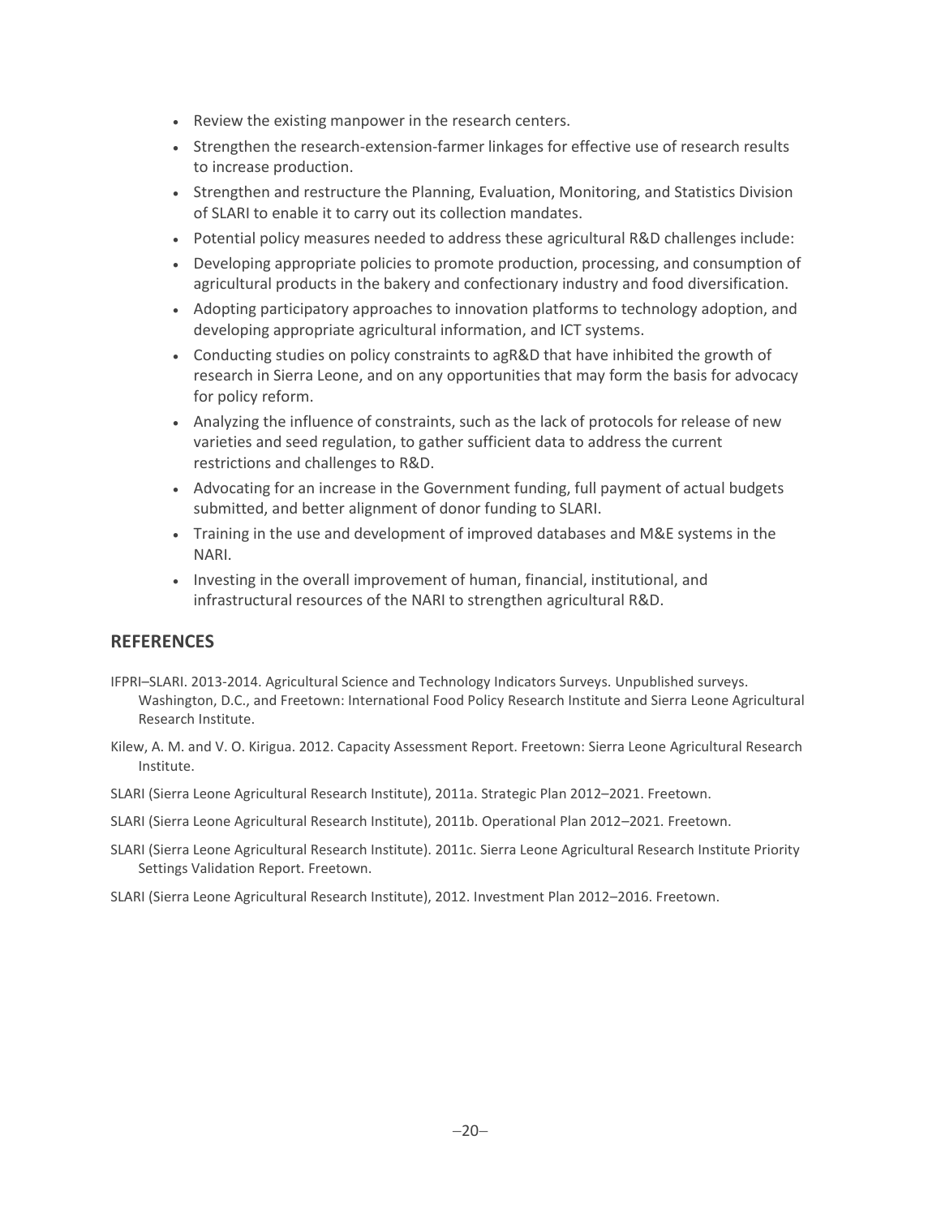- Review the existing manpower in the research centers.
- Strengthen the research-extension-farmer linkages for effective use of research results to increase production.
- Strengthen and restructure the Planning, Evaluation, Monitoring, and Statistics Division of SLARI to enable it to carry out its collection mandates.
- Potential policy measures needed to address these agricultural R&D challenges include:
- Developing appropriate policies to promote production, processing, and consumption of agricultural products in the bakery and confectionary industry and food diversification.
- Adopting participatory approaches to innovation platforms to technology adoption, and developing appropriate agricultural information, and ICT systems.
- Conducting studies on policy constraints to agR&D that have inhibited the growth of research in Sierra Leone, and on any opportunities that may form the basis for advocacy for policy reform.
- Analyzing the influence of constraints, such as the lack of protocols for release of new varieties and seed regulation, to gather sufficient data to address the current restrictions and challenges to R&D.
- Advocating for an increase in the Government funding, full payment of actual budgets submitted, and better alignment of donor funding to SLARI.
- Training in the use and development of improved databases and M&E systems in the NARI.
- Investing in the overall improvement of human, financial, institutional, and infrastructural resources of the NARI to strengthen agricultural R&D.

## REFERENCES

IFPRI–SLARI. 2013-2014. Agricultural Science and Technology Indicators Surveys. Unpublished surveys. Washington, D.C., and Freetown: International Food Policy Research Institute and Sierra Leone Agricultural Research Institute.

Kilew, A. M. and V. O. Kirigua. 2012. Capacity Assessment Report. Freetown: Sierra Leone Agricultural Research Institute.

SLARI (Sierra Leone Agricultural Research Institute), 2011a. Strategic Plan 2012–2021. Freetown.

SLARI (Sierra Leone Agricultural Research Institute), 2011b. Operational Plan 2012–2021. Freetown.

SLARI (Sierra Leone Agricultural Research Institute). 2011c. Sierra Leone Agricultural Research Institute Priority Settings Validation Report. Freetown.

SLARI (Sierra Leone Agricultural Research Institute), 2012. Investment Plan 2012–2016. Freetown.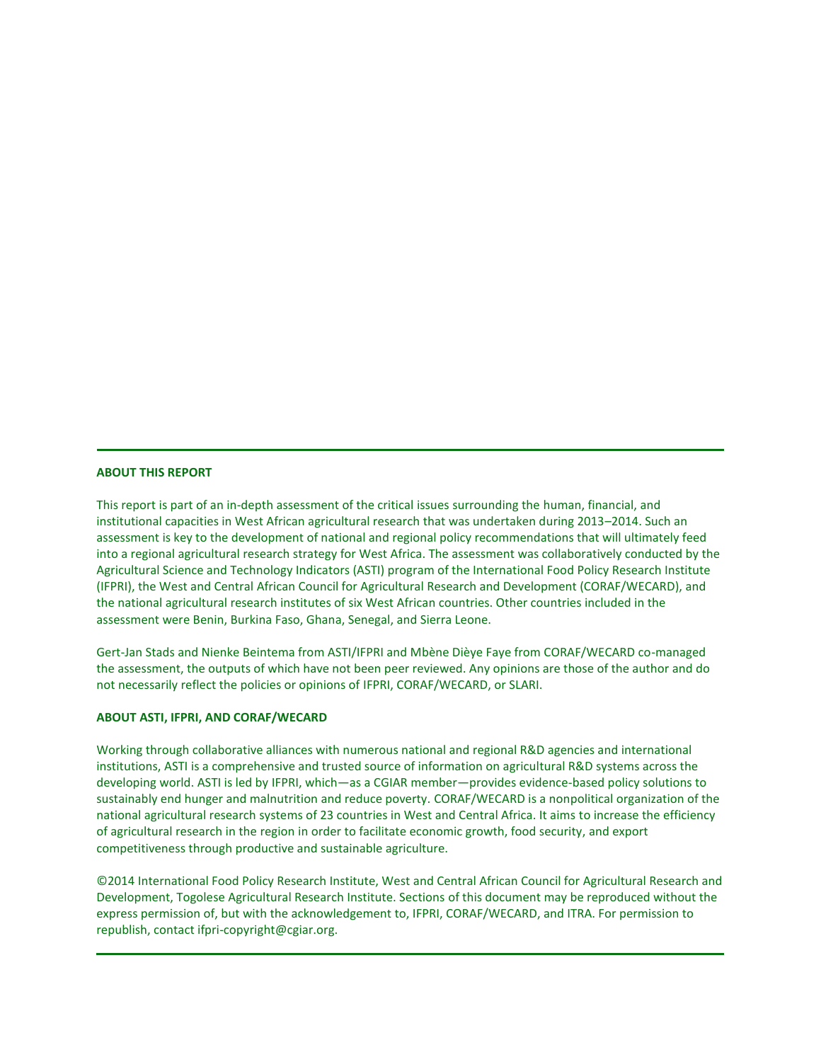**ABOUT THIS REPORT**

This report is part of an in-depth assessment of the critical issues surrounding the human, financial, and institutional capacities in West African agricultural research that was undertaken during 2013–2014. Such an assessment is key to the development of national and regional policy recommendations that will ultimately feed into a regional agricultural research strategy for West Africa. The assessment was collaboratively conducted by the Agricultural Science and Technology Indicators (ASTI) program of the International Food Policy Research Institute (IFPRI), the West and Central African Council for Agricultural Research and Development (CORAF/WECARD), and the national agricultural research institutes of six West African countries. Other countries included in the assessment were Benin, Burkina Faso, Ghana, Senegal, and Sierra Leone.

Gert-Jan Stads and Nienke Beintema from ASTI/IFPRI and Mbène Dièye Faye from CORAF/WECARD co-managed the assessment, the outputs of which have not been peer reviewed. Any opinions are those of the author and do not necessarily reflect the policies or opinions of IFPRI, CORAF/WECARD, or SLARI.

**ABOUT ASTI, IFPRI, AND CORAF/WECARD**

Working through collaborative alliances with numerous national and regional R&D agencies and international institutions, ASTI is a comprehensive and trusted source of information on agricultural R&D systems across the developing world. ASTI is led by IFPRI, which—as a CGIAR member—provides evidence-based policy solutions to sustainably end hunger and malnutrition and reduce poverty. CORAF/WECARD is a nonpolitical organization of the national agricultural research systems of 23 countries in West and Central Africa. It aims to increase the efficiency of agricultural research in the region in order to facilitate economic growth, food security, and export competitiveness through productive and sustainable agriculture.

©2014 International Food Policy Research Institute, West and Central African Council for Agricultural Research and Development, Togolese Agricultural Research Institute. Sections of this document may be reproduced without the express permission of, but with the acknowledgement to, IFPRI, CORAF/WECARD, and ITRA. For permission to republish, contact ifpri-copyright@cgiar.org.